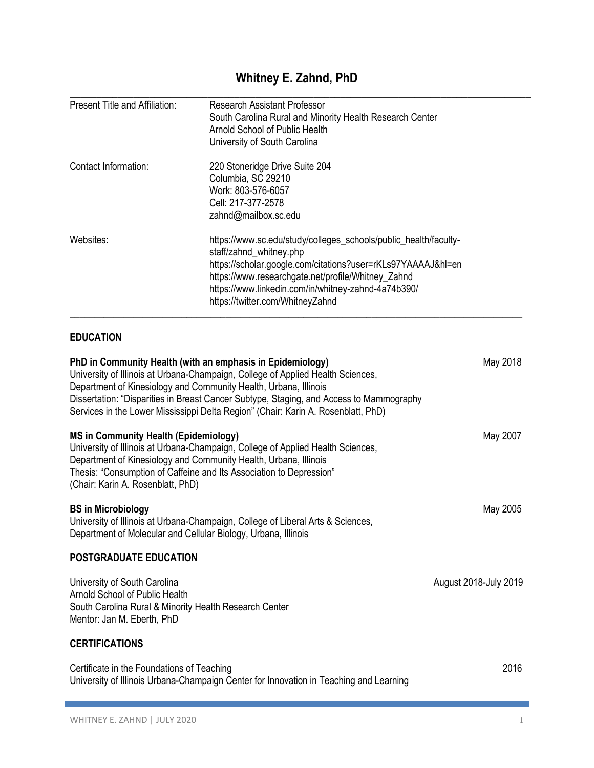# Whitney E. Zahnd, PhD

| | |
|---|---|
| Present Title and Affiliation: | Research Assistant Professor<br>South Carolina Rural and Minority Health Research Center<br>Arnold School of Public Health<br>University of South Carolina |
| Contact Information: | 220 Stoneridge Drive Suite 204<br>Columbia, SC 29210<br>Work: 803-576-6057<br>Cell: 217-377-2578<br>zahnd@mailbox.sc.edu |
| Websites: | https://www.sc.edu/study/colleges_schools/public_health/faculty-staff/zahnd_whitney.php<br>https://scholar.google.com/citations?user=rKLs97YAAAAJ&hl=en<br>https://www.researchgate.net/profile/Whitney_Zahnd<br>https://www.linkedin.com/in/whitney-zahnd-4a74b390/<br>https://twitter.com/WhitneyZahnd |

## EDUCATION

**PhD in Community Health (with an emphasis in Epidemiology)** — May 2018
University of Illinois at Urbana-Champaign, College of Applied Health Sciences,
Department of Kinesiology and Community Health, Urbana, Illinois
Dissertation: "Disparities in Breast Cancer Subtype, Staging, and Access to Mammography Services in the Lower Mississippi Delta Region" (Chair: Karin A. Rosenblatt, PhD)

**MS in Community Health (Epidemiology)** — May 2007
University of Illinois at Urbana-Champaign, College of Applied Health Sciences,
Department of Kinesiology and Community Health, Urbana, Illinois
Thesis: "Consumption of Caffeine and Its Association to Depression"
(Chair: Karin A. Rosenblatt, PhD)

**BS in Microbiology** — May 2005
University of Illinois at Urbana-Champaign, College of Liberal Arts & Sciences,
Department of Molecular and Cellular Biology, Urbana, Illinois

## POSTGRADUATE EDUCATION

University of South Carolina — August 2018-July 2019
Arnold School of Public Health
South Carolina Rural & Minority Health Research Center
Mentor: Jan M. Eberth, PhD

## CERTIFICATIONS

Certificate in the Foundations of Teaching — 2016
University of Illinois Urbana-Champaign Center for Innovation in Teaching and Learning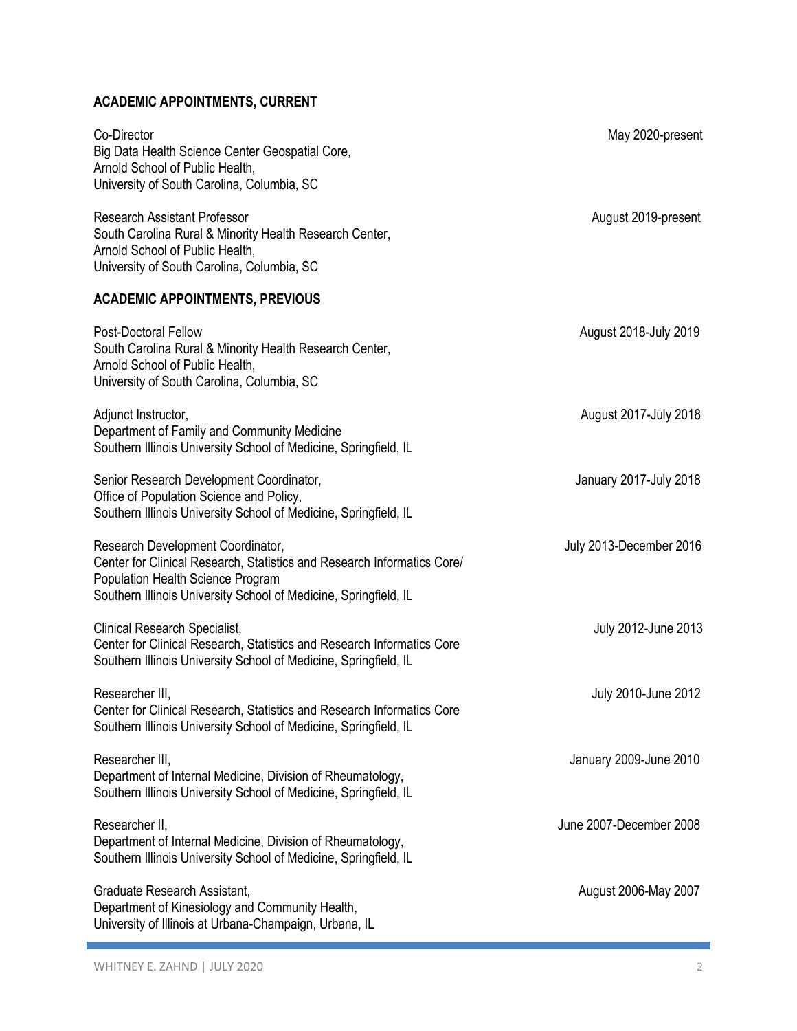## ACADEMIC APPOINTMENTS, CURRENT

Co-Director — May 2020-present
Big Data Health Science Center Geospatial Core,
Arnold School of Public Health,
University of South Carolina, Columbia, SC

Research Assistant Professor — August 2019-present
South Carolina Rural & Minority Health Research Center,
Arnold School of Public Health,
University of South Carolina, Columbia, SC

## ACADEMIC APPOINTMENTS, PREVIOUS

Post-Doctoral Fellow — August 2018-July 2019
South Carolina Rural & Minority Health Research Center,
Arnold School of Public Health,
University of South Carolina, Columbia, SC

Adjunct Instructor, — August 2017-July 2018
Department of Family and Community Medicine
Southern Illinois University School of Medicine, Springfield, IL

Senior Research Development Coordinator, — January 2017-July 2018
Office of Population Science and Policy,
Southern Illinois University School of Medicine, Springfield, IL

Research Development Coordinator, — July 2013-December 2016
Center for Clinical Research, Statistics and Research Informatics Core/
Population Health Science Program
Southern Illinois University School of Medicine, Springfield, IL

Clinical Research Specialist, — July 2012-June 2013
Center for Clinical Research, Statistics and Research Informatics Core
Southern Illinois University School of Medicine, Springfield, IL

Researcher III, — July 2010-June 2012
Center for Clinical Research, Statistics and Research Informatics Core
Southern Illinois University School of Medicine, Springfield, IL

Researcher III, — January 2009-June 2010
Department of Internal Medicine, Division of Rheumatology,
Southern Illinois University School of Medicine, Springfield, IL

Researcher II, — June 2007-December 2008
Department of Internal Medicine, Division of Rheumatology,
Southern Illinois University School of Medicine, Springfield, IL

Graduate Research Assistant, — August 2006-May 2007
Department of Kinesiology and Community Health,
University of Illinois at Urbana-Champaign, Urbana, IL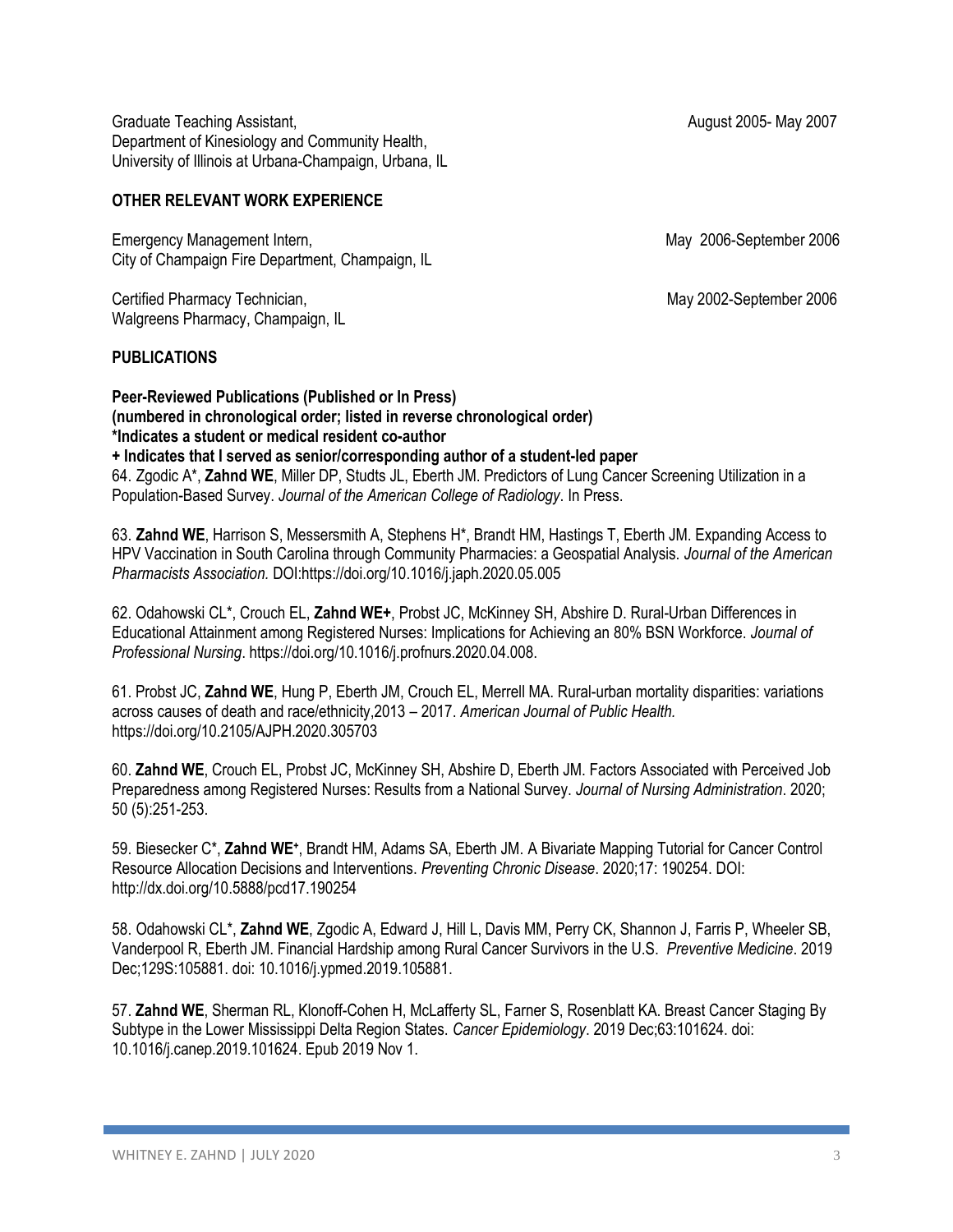Graduate Teaching Assistant, August 2005- May 2007
Department of Kinesiology and Community Health,
University of Illinois at Urbana-Champaign, Urbana, IL

## OTHER RELEVANT WORK EXPERIENCE

Emergency Management Intern, May 2006-September 2006
City of Champaign Fire Department, Champaign, IL

Certified Pharmacy Technician, May 2002-September 2006
Walgreens Pharmacy, Champaign, IL

## PUBLICATIONS

**Peer-Reviewed Publications (Published or In Press)**
**(numbered in chronological order; listed in reverse chronological order)**
**\*Indicates a student or medical resident co-author**
**+ Indicates that I served as senior/corresponding author of a student-led paper**

64. Zgodic A*, **Zahnd WE**, Miller DP, Studts JL, Eberth JM. Predictors of Lung Cancer Screening Utilization in a Population-Based Survey. *Journal of the American College of Radiology*. In Press.

63. **Zahnd WE**, Harrison S, Messersmith A, Stephens H*, Brandt HM, Hastings T, Eberth JM. Expanding Access to HPV Vaccination in South Carolina through Community Pharmacies: a Geospatial Analysis. *Journal of the American Pharmacists Association.* DOI:https://doi.org/10.1016/j.japh.2020.05.005

62. Odahowski CL*, Crouch EL, **Zahnd WE+**, Probst JC, McKinney SH, Abshire D. Rural-Urban Differences in Educational Attainment among Registered Nurses: Implications for Achieving an 80% BSN Workforce. *Journal of Professional Nursing*. https://doi.org/10.1016/j.profnurs.2020.04.008.

61. Probst JC, **Zahnd WE**, Hung P, Eberth JM, Crouch EL, Merrell MA. Rural-urban mortality disparities: variations across causes of death and race/ethnicity,2013 – 2017. *American Journal of Public Health.* https://doi.org/10.2105/AJPH.2020.305703

60. **Zahnd WE**, Crouch EL, Probst JC, McKinney SH, Abshire D, Eberth JM. Factors Associated with Perceived Job Preparedness among Registered Nurses: Results from a National Survey. *Journal of Nursing Administration*. 2020; 50 (5):251-253.

59. Biesecker C*, **Zahnd WE+**, Brandt HM, Adams SA, Eberth JM. A Bivariate Mapping Tutorial for Cancer Control Resource Allocation Decisions and Interventions. *Preventing Chronic Disease*. 2020;17: 190254. DOI: http://dx.doi.org/10.5888/pcd17.190254

58. Odahowski CL*, **Zahnd WE**, Zgodic A, Edward J, Hill L, Davis MM, Perry CK, Shannon J, Farris P, Wheeler SB, Vanderpool R, Eberth JM. Financial Hardship among Rural Cancer Survivors in the U.S. *Preventive Medicine*. 2019 Dec;129S:105881. doi: 10.1016/j.ypmed.2019.105881.

57. **Zahnd WE**, Sherman RL, Klonoff-Cohen H, McLafferty SL, Farner S, Rosenblatt KA. Breast Cancer Staging By Subtype in the Lower Mississippi Delta Region States. *Cancer Epidemiology*. 2019 Dec;63:101624. doi: 10.1016/j.canep.2019.101624. Epub 2019 Nov 1.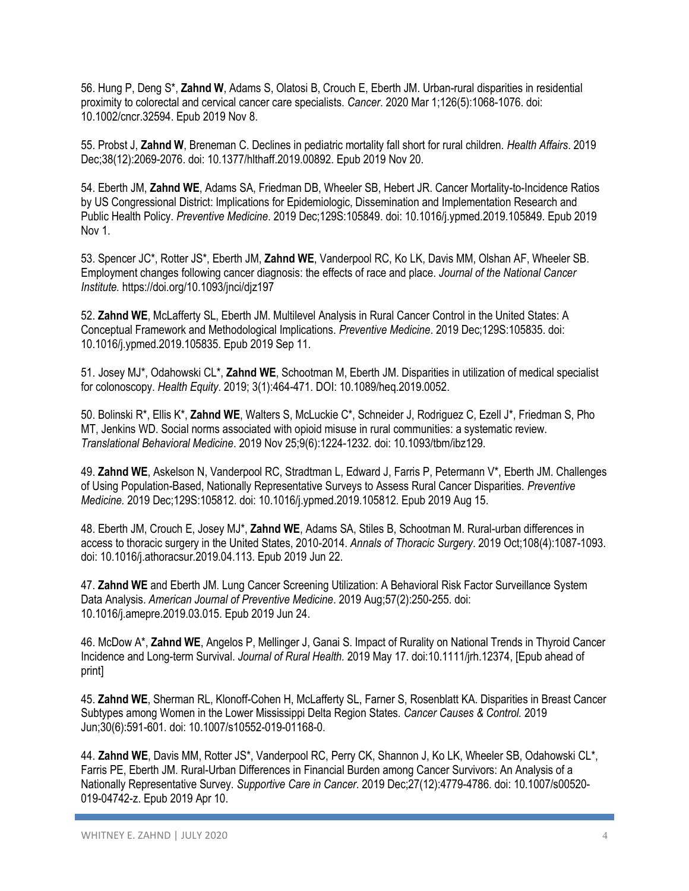56. Hung P, Deng S*, **Zahnd W**, Adams S, Olatosi B, Crouch E, Eberth JM. Urban-rural disparities in residential proximity to colorectal and cervical cancer care specialists. *Cancer*. 2020 Mar 1;126(5):1068-1076. doi: 10.1002/cncr.32594. Epub 2019 Nov 8.

55. Probst J, **Zahnd W**, Breneman C. Declines in pediatric mortality fall short for rural children. *Health Affairs*. 2019 Dec;38(12):2069-2076. doi: 10.1377/hlthaff.2019.00892. Epub 2019 Nov 20.

54. Eberth JM, **Zahnd WE**, Adams SA, Friedman DB, Wheeler SB, Hebert JR. Cancer Mortality-to-Incidence Ratios by US Congressional District: Implications for Epidemiologic, Dissemination and Implementation Research and Public Health Policy. *Preventive Medicine*. 2019 Dec;129S:105849. doi: 10.1016/j.ypmed.2019.105849. Epub 2019 Nov 1.

53. Spencer JC*, Rotter JS*, Eberth JM, **Zahnd WE**, Vanderpool RC, Ko LK, Davis MM, Olshan AF, Wheeler SB. Employment changes following cancer diagnosis: the effects of race and place. *Journal of the National Cancer Institute.* https://doi.org/10.1093/jnci/djz197

52. **Zahnd WE**, McLafferty SL, Eberth JM. Multilevel Analysis in Rural Cancer Control in the United States: A Conceptual Framework and Methodological Implications. *Preventive Medicine*. 2019 Dec;129S:105835. doi: 10.1016/j.ypmed.2019.105835. Epub 2019 Sep 11.

51. Josey MJ*, Odahowski CL*, **Zahnd WE**, Schootman M, Eberth JM. Disparities in utilization of medical specialist for colonoscopy. *Health Equity*. 2019; 3(1):464-471. DOI: 10.1089/heq.2019.0052.

50. Bolinski R*, Ellis K*, **Zahnd WE**, Walters S, McLuckie C*, Schneider J, Rodriguez C, Ezell J*, Friedman S, Pho MT, Jenkins WD. Social norms associated with opioid misuse in rural communities: a systematic review. *Translational Behavioral Medicine*. 2019 Nov 25;9(6):1224-1232. doi: 10.1093/tbm/ibz129.

49. **Zahnd WE**, Askelson N, Vanderpool RC, Stradtman L, Edward J, Farris P, Petermann V*, Eberth JM. Challenges of Using Population-Based, Nationally Representative Surveys to Assess Rural Cancer Disparities. *Preventive Medicine.* 2019 Dec;129S:105812. doi: 10.1016/j.ypmed.2019.105812. Epub 2019 Aug 15.

48. Eberth JM, Crouch E, Josey MJ*, **Zahnd WE**, Adams SA, Stiles B, Schootman M. Rural-urban differences in access to thoracic surgery in the United States, 2010-2014. *Annals of Thoracic Surgery*. 2019 Oct;108(4):1087-1093. doi: 10.1016/j.athoracsur.2019.04.113. Epub 2019 Jun 22.

47. **Zahnd WE** and Eberth JM. Lung Cancer Screening Utilization: A Behavioral Risk Factor Surveillance System Data Analysis. *American Journal of Preventive Medicine*. 2019 Aug;57(2):250-255. doi: 10.1016/j.amepre.2019.03.015. Epub 2019 Jun 24.

46. McDow A*, **Zahnd WE**, Angelos P, Mellinger J, Ganai S. Impact of Rurality on National Trends in Thyroid Cancer Incidence and Long-term Survival. *Journal of Rural Health.* 2019 May 17. doi:10.1111/jrh.12374, [Epub ahead of print]

45. **Zahnd WE**, Sherman RL, Klonoff-Cohen H, McLafferty SL, Farner S, Rosenblatt KA. Disparities in Breast Cancer Subtypes among Women in the Lower Mississippi Delta Region States. *Cancer Causes & Control.* 2019 Jun;30(6):591-601. doi: 10.1007/s10552-019-01168-0.

44. **Zahnd WE**, Davis MM, Rotter JS*, Vanderpool RC, Perry CK, Shannon J, Ko LK, Wheeler SB, Odahowski CL*, Farris PE, Eberth JM. Rural-Urban Differences in Financial Burden among Cancer Survivors: An Analysis of a Nationally Representative Survey. *Supportive Care in Cancer*. 2019 Dec;27(12):4779-4786. doi: 10.1007/s00520-019-04742-z. Epub 2019 Apr 10.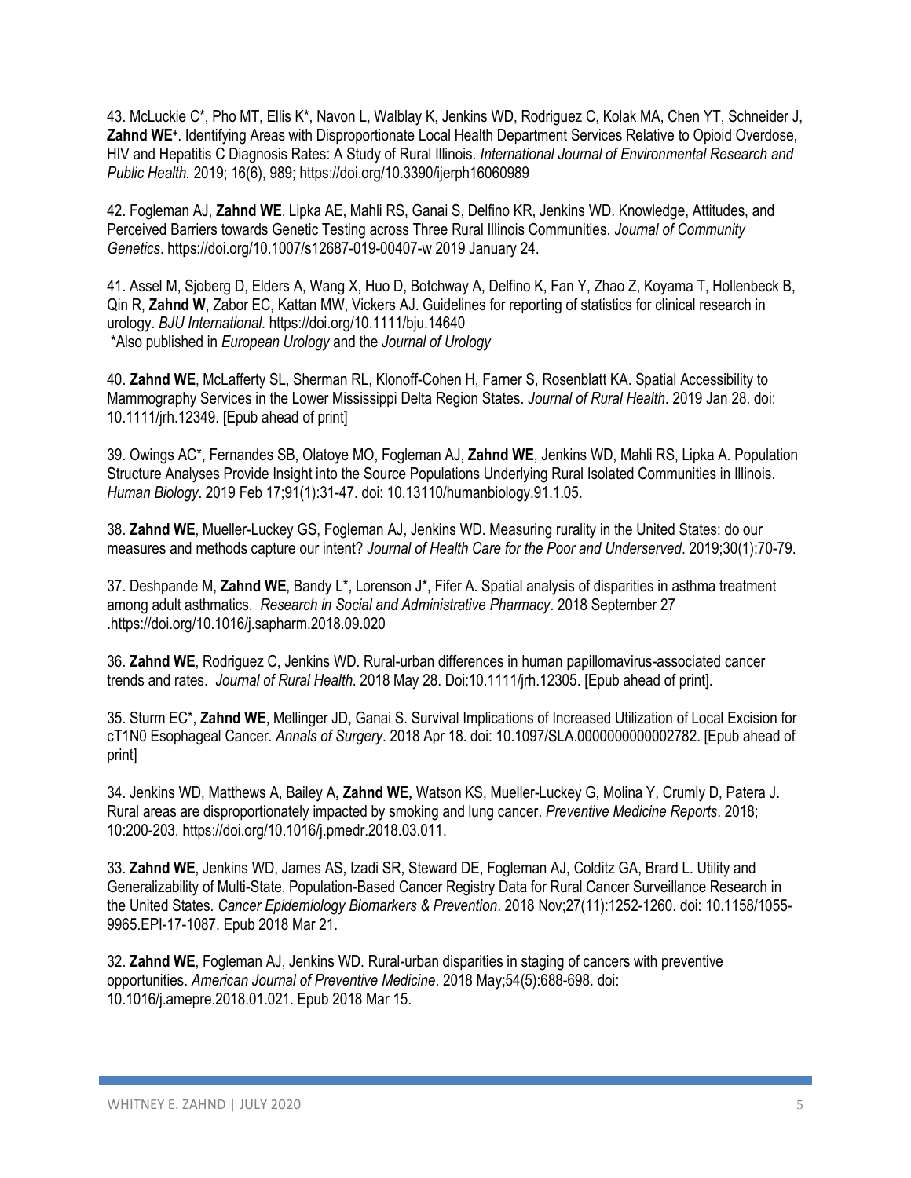43. McLuckie C*, Pho MT, Ellis K*, Navon L, Walblay K, Jenkins WD, Rodriguez C, Kolak MA, Chen YT, Schneider J, **Zahnd WE+**. Identifying Areas with Disproportionate Local Health Department Services Relative to Opioid Overdose, HIV and Hepatitis C Diagnosis Rates: A Study of Rural Illinois. *International Journal of Environmental Research and Public Health.* 2019; 16(6), 989; https://doi.org/10.3390/ijerph16060989

42. Fogleman AJ, **Zahnd WE**, Lipka AE, Mahli RS, Ganai S, Delfino KR, Jenkins WD. Knowledge, Attitudes, and Perceived Barriers towards Genetic Testing across Three Rural Illinois Communities. *Journal of Community Genetics*. https://doi.org/10.1007/s12687-019-00407-w 2019 January 24.

41. Assel M, Sjoberg D, Elders A, Wang X, Huo D, Botchway A, Delfino K, Fan Y, Zhao Z, Koyama T, Hollenbeck B, Qin R, **Zahnd W**, Zabor EC, Kattan MW, Vickers AJ. Guidelines for reporting of statistics for clinical research in urology. *BJU International*. https://doi.org/10.1111/bju.14640
*Also published in *European Urology* and the *Journal of Urology*

40. **Zahnd WE**, McLafferty SL, Sherman RL, Klonoff-Cohen H, Farner S, Rosenblatt KA. Spatial Accessibility to Mammography Services in the Lower Mississippi Delta Region States. *Journal of Rural Health*. 2019 Jan 28. doi: 10.1111/jrh.12349. [Epub ahead of print]

39. Owings AC*, Fernandes SB, Olatoye MO, Fogleman AJ, **Zahnd WE**, Jenkins WD, Mahli RS, Lipka A. Population Structure Analyses Provide Insight into the Source Populations Underlying Rural Isolated Communities in Illinois. *Human Biology*. 2019 Feb 17;91(1):31-47. doi: 10.13110/humanbiology.91.1.05.

38. **Zahnd WE**, Mueller-Luckey GS, Fogleman AJ, Jenkins WD. Measuring rurality in the United States: do our measures and methods capture our intent? *Journal of Health Care for the Poor and Underserved*. 2019;30(1):70-79.

37. Deshpande M, **Zahnd WE**, Bandy L*, Lorenson J*, Fifer A. Spatial analysis of disparities in asthma treatment among adult asthmatics. *Research in Social and Administrative Pharmacy*. 2018 September 27 .https://doi.org/10.1016/j.sapharm.2018.09.020

36. **Zahnd WE**, Rodriguez C, Jenkins WD. Rural-urban differences in human papillomavirus-associated cancer trends and rates. *Journal of Rural Health*. 2018 May 28. Doi:10.1111/jrh.12305. [Epub ahead of print].

35. Sturm EC*, **Zahnd WE**, Mellinger JD, Ganai S. Survival Implications of Increased Utilization of Local Excision for cT1N0 Esophageal Cancer. *Annals of Surgery*. 2018 Apr 18. doi: 10.1097/SLA.0000000000002782. [Epub ahead of print]

34. Jenkins WD, Matthews A, Bailey A**, Zahnd WE,** Watson KS, Mueller-Luckey G, Molina Y, Crumly D, Patera J. Rural areas are disproportionately impacted by smoking and lung cancer. *Preventive Medicine Reports*. 2018; 10:200-203. https://doi.org/10.1016/j.pmedr.2018.03.011.

33. **Zahnd WE**, Jenkins WD, James AS, Izadi SR, Steward DE, Fogleman AJ, Colditz GA, Brard L. Utility and Generalizability of Multi-State, Population-Based Cancer Registry Data for Rural Cancer Surveillance Research in the United States. *Cancer Epidemiology Biomarkers & Prevention*. 2018 Nov;27(11):1252-1260. doi: 10.1158/1055-9965.EPI-17-1087. Epub 2018 Mar 21.

32. **Zahnd WE**, Fogleman AJ, Jenkins WD. Rural-urban disparities in staging of cancers with preventive opportunities. *American Journal of Preventive Medicine*. 2018 May;54(5):688-698. doi: 10.1016/j.amepre.2018.01.021. Epub 2018 Mar 15.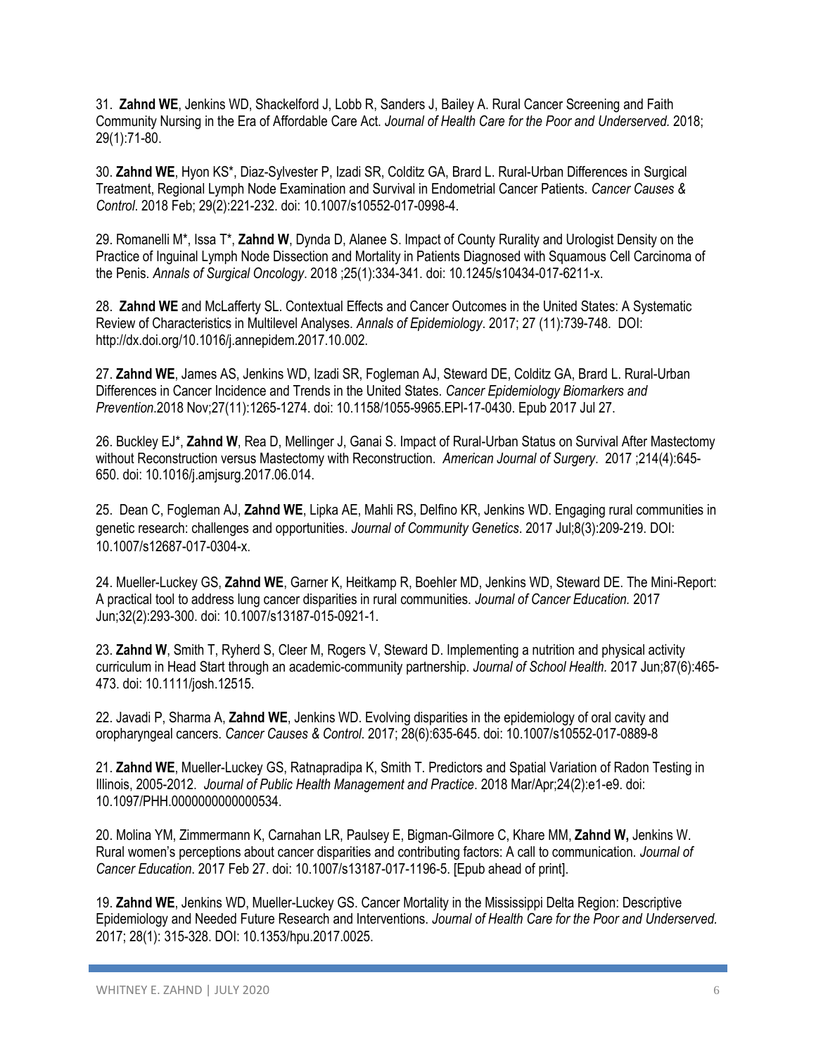31. **Zahnd WE**, Jenkins WD, Shackelford J, Lobb R, Sanders J, Bailey A. Rural Cancer Screening and Faith Community Nursing in the Era of Affordable Care Act. *Journal of Health Care for the Poor and Underserved.* 2018; 29(1):71-80.

30. **Zahnd WE**, Hyon KS*, Diaz-Sylvester P, Izadi SR, Colditz GA, Brard L. Rural-Urban Differences in Surgical Treatment, Regional Lymph Node Examination and Survival in Endometrial Cancer Patients. *Cancer Causes & Control*. 2018 Feb; 29(2):221-232. doi: 10.1007/s10552-017-0998-4.

29. Romanelli M*, Issa T*, **Zahnd W**, Dynda D, Alanee S. Impact of County Rurality and Urologist Density on the Practice of Inguinal Lymph Node Dissection and Mortality in Patients Diagnosed with Squamous Cell Carcinoma of the Penis. *Annals of Surgical Oncology*. 2018 ;25(1):334-341. doi: 10.1245/s10434-017-6211-x.

28. **Zahnd WE** and McLafferty SL. Contextual Effects and Cancer Outcomes in the United States: A Systematic Review of Characteristics in Multilevel Analyses. *Annals of Epidemiology*. 2017; 27 (11):739-748. DOI: http://dx.doi.org/10.1016/j.annepidem.2017.10.002.

27. **Zahnd WE**, James AS, Jenkins WD, Izadi SR, Fogleman AJ, Steward DE, Colditz GA, Brard L. Rural-Urban Differences in Cancer Incidence and Trends in the United States. *Cancer Epidemiology Biomarkers and Prevention*.2018 Nov;27(11):1265-1274. doi: 10.1158/1055-9965.EPI-17-0430. Epub 2017 Jul 27.

26. Buckley EJ*, **Zahnd W**, Rea D, Mellinger J, Ganai S. Impact of Rural-Urban Status on Survival After Mastectomy without Reconstruction versus Mastectomy with Reconstruction. *American Journal of Surgery*. 2017 ;214(4):645-650. doi: 10.1016/j.amjsurg.2017.06.014.

25. Dean C, Fogleman AJ, **Zahnd WE**, Lipka AE, Mahli RS, Delfino KR, Jenkins WD. Engaging rural communities in genetic research: challenges and opportunities. *Journal of Community Genetics*. 2017 Jul;8(3):209-219. DOI: 10.1007/s12687-017-0304-x.

24. Mueller-Luckey GS, **Zahnd WE**, Garner K, Heitkamp R, Boehler MD, Jenkins WD, Steward DE. The Mini-Report: A practical tool to address lung cancer disparities in rural communities. *Journal of Cancer Education.* 2017 Jun;32(2):293-300. doi: 10.1007/s13187-015-0921-1.

23. **Zahnd W**, Smith T, Ryherd S, Cleer M, Rogers V, Steward D. Implementing a nutrition and physical activity curriculum in Head Start through an academic-community partnership. *Journal of School Health.* 2017 Jun;87(6):465-473. doi: 10.1111/josh.12515.

22. Javadi P, Sharma A, **Zahnd WE**, Jenkins WD. Evolving disparities in the epidemiology of oral cavity and oropharyngeal cancers. *Cancer Causes & Control*. 2017; 28(6):635-645. doi: 10.1007/s10552-017-0889-8

21. **Zahnd WE**, Mueller-Luckey GS, Ratnapradipa K, Smith T. Predictors and Spatial Variation of Radon Testing in Illinois, 2005-2012. *Journal of Public Health Management and Practice*. 2018 Mar/Apr;24(2):e1-e9. doi: 10.1097/PHH.0000000000000534.

20. Molina YM, Zimmermann K, Carnahan LR, Paulsey E, Bigman-Gilmore C, Khare MM, **Zahnd W,** Jenkins W. Rural women's perceptions about cancer disparities and contributing factors: A call to communication. *Journal of Cancer Education*. 2017 Feb 27. doi: 10.1007/s13187-017-1196-5. [Epub ahead of print].

19. **Zahnd WE**, Jenkins WD, Mueller-Luckey GS. Cancer Mortality in the Mississippi Delta Region: Descriptive Epidemiology and Needed Future Research and Interventions. *Journal of Health Care for the Poor and Underserved.* 2017; 28(1): 315-328. DOI: 10.1353/hpu.2017.0025.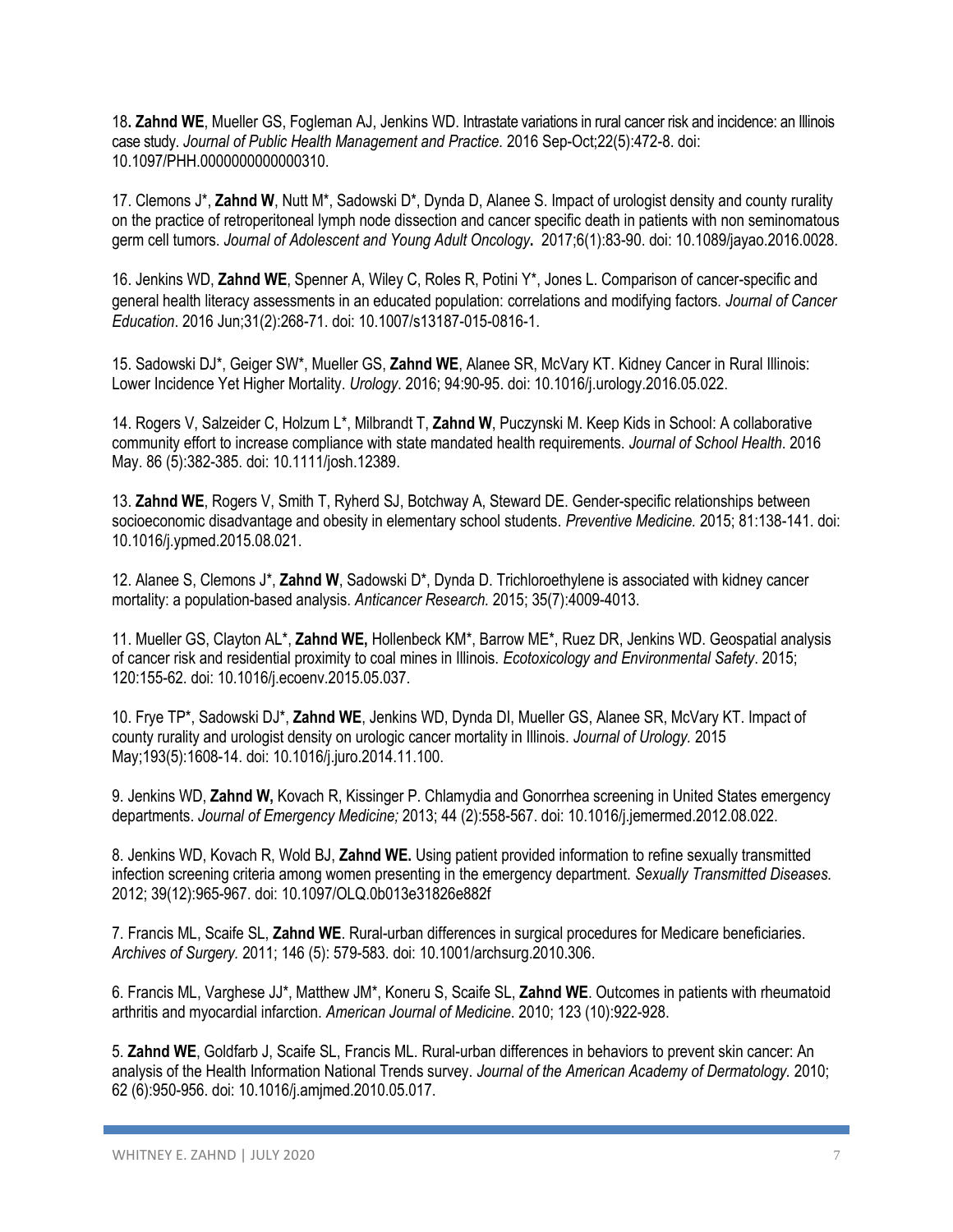18**. Zahnd WE**, Mueller GS, Fogleman AJ, Jenkins WD. Intrastate variations in rural cancer risk and incidence: an Illinois case study. *Journal of Public Health Management and Practice.* 2016 Sep-Oct;22(5):472-8. doi: 10.1097/PHH.0000000000000310.

17. Clemons J*, **Zahnd W**, Nutt M*, Sadowski D*, Dynda D, Alanee S. Impact of urologist density and county rurality on the practice of retroperitoneal lymph node dissection and cancer specific death in patients with non seminomatous germ cell tumors. *Journal of Adolescent and Young Adult Oncology***.** 2017;6(1):83-90. doi: 10.1089/jayao.2016.0028.

16. Jenkins WD, **Zahnd WE**, Spenner A, Wiley C, Roles R, Potini Y*, Jones L. Comparison of cancer-specific and general health literacy assessments in an educated population: correlations and modifying factors. *Journal of Cancer Education*. 2016 Jun;31(2):268-71. doi: 10.1007/s13187-015-0816-1.

15. Sadowski DJ*, Geiger SW*, Mueller GS, **Zahnd WE**, Alanee SR, McVary KT. Kidney Cancer in Rural Illinois: Lower Incidence Yet Higher Mortality. *Urology*. 2016; 94:90-95. doi: 10.1016/j.urology.2016.05.022.

14. Rogers V, Salzeider C, Holzum L*, Milbrandt T, **Zahnd W**, Puczynski M. Keep Kids in School: A collaborative community effort to increase compliance with state mandated health requirements. *Journal of School Health*. 2016 May. 86 (5):382-385. doi: 10.1111/josh.12389.

13. **Zahnd WE**, Rogers V, Smith T, Ryherd SJ, Botchway A, Steward DE. Gender-specific relationships between socioeconomic disadvantage and obesity in elementary school students. *Preventive Medicine.* 2015; 81:138-141. doi: 10.1016/j.ypmed.2015.08.021.

12. Alanee S, Clemons J*, **Zahnd W**, Sadowski D*, Dynda D. Trichloroethylene is associated with kidney cancer mortality: a population-based analysis. *Anticancer Research.* 2015; 35(7):4009-4013.

11. Mueller GS, Clayton AL*, **Zahnd WE,** Hollenbeck KM*, Barrow ME*, Ruez DR, Jenkins WD. Geospatial analysis of cancer risk and residential proximity to coal mines in Illinois. *Ecotoxicology and Environmental Safety*. 2015; 120:155-62. doi: 10.1016/j.ecoenv.2015.05.037.

10. Frye TP*, Sadowski DJ*, **Zahnd WE**, Jenkins WD, Dynda DI, Mueller GS, Alanee SR, McVary KT. Impact of county rurality and urologist density on urologic cancer mortality in Illinois. *Journal of Urology.* 2015 May;193(5):1608-14. doi: 10.1016/j.juro.2014.11.100.

9. Jenkins WD, **Zahnd W,** Kovach R, Kissinger P. Chlamydia and Gonorrhea screening in United States emergency departments. *Journal of Emergency Medicine;* 2013; 44 (2):558-567. doi: 10.1016/j.jemermed.2012.08.022.

8. Jenkins WD, Kovach R, Wold BJ, **Zahnd WE.** Using patient provided information to refine sexually transmitted infection screening criteria among women presenting in the emergency department. *Sexually Transmitted Diseases.* 2012; 39(12):965-967. doi: 10.1097/OLQ.0b013e31826e882f

7. Francis ML, Scaife SL, **Zahnd WE**. Rural-urban differences in surgical procedures for Medicare beneficiaries. *Archives of Surgery.* 2011; 146 (5): 579-583. doi: 10.1001/archsurg.2010.306.

6. Francis ML, Varghese JJ*, Matthew JM*, Koneru S, Scaife SL, **Zahnd WE**. Outcomes in patients with rheumatoid arthritis and myocardial infarction. *American Journal of Medicine*. 2010; 123 (10):922-928.

5. **Zahnd WE**, Goldfarb J, Scaife SL, Francis ML. Rural-urban differences in behaviors to prevent skin cancer: An analysis of the Health Information National Trends survey. *Journal of the American Academy of Dermatology.* 2010; 62 (6):950-956. doi: 10.1016/j.amjmed.2010.05.017.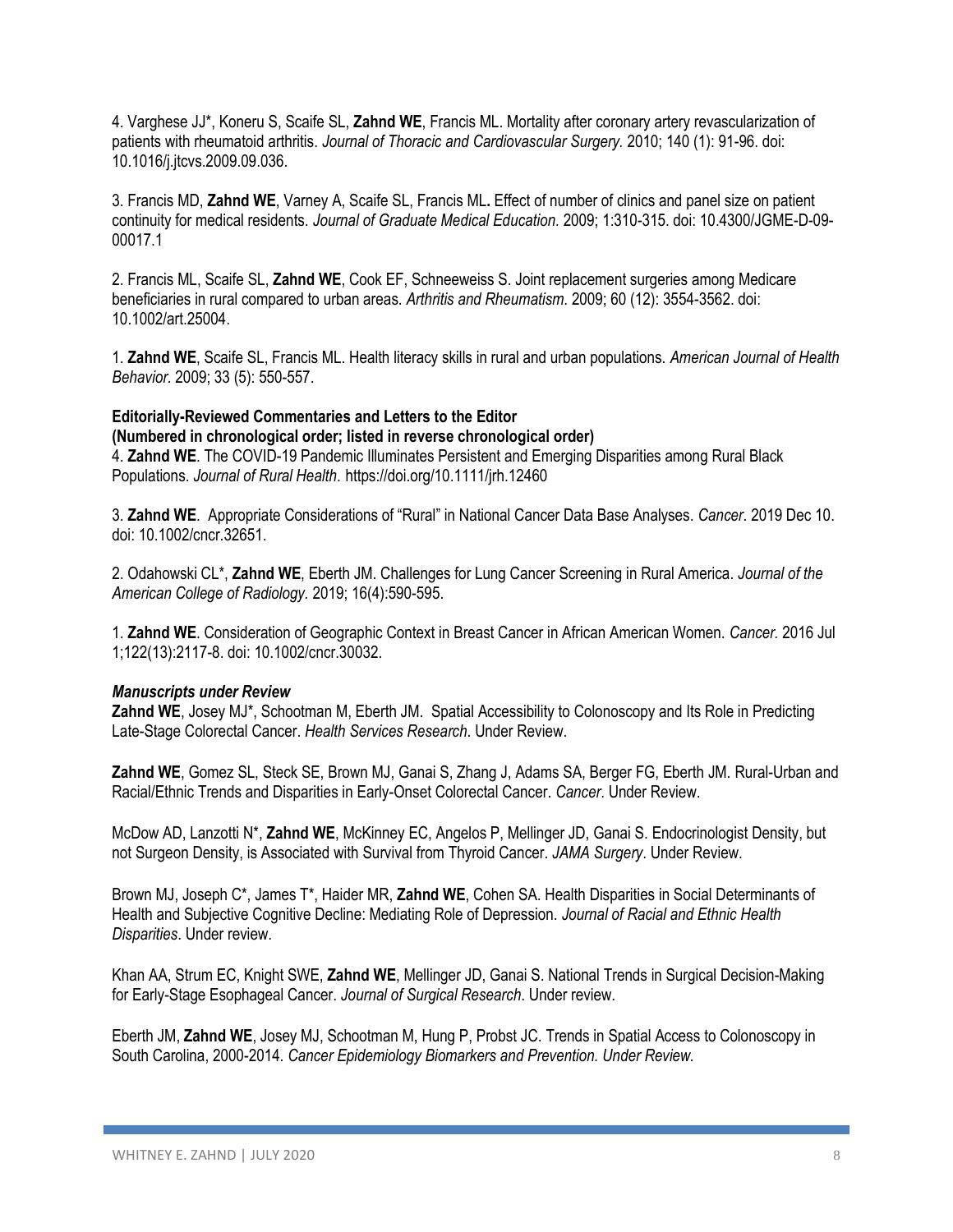4. Varghese JJ*, Koneru S, Scaife SL, **Zahnd WE**, Francis ML. Mortality after coronary artery revascularization of patients with rheumatoid arthritis. *Journal of Thoracic and Cardiovascular Surgery*. 2010; 140 (1): 91-96. doi: 10.1016/j.jtcvs.2009.09.036.

3. Francis MD, **Zahnd WE**, Varney A, Scaife SL, Francis ML**.** Effect of number of clinics and panel size on patient continuity for medical residents. *Journal of Graduate Medical Education*. 2009; 1:310-315. doi: 10.4300/JGME-D-09-00017.1

2. Francis ML, Scaife SL, **Zahnd WE**, Cook EF, Schneeweiss S. Joint replacement surgeries among Medicare beneficiaries in rural compared to urban areas. *Arthritis and Rheumatism*. 2009; 60 (12): 3554-3562. doi: 10.1002/art.25004.

1. **Zahnd WE**, Scaife SL, Francis ML. Health literacy skills in rural and urban populations. *American Journal of Health Behavior*. 2009; 33 (5): 550-557.

**Editorially-Reviewed Commentaries and Letters to the Editor**
**(Numbered in chronological order; listed in reverse chronological order)**

4. **Zahnd WE**. The COVID-19 Pandemic Illuminates Persistent and Emerging Disparities among Rural Black Populations. *Journal of Rural Health*. https://doi.org/10.1111/jrh.12460

3. **Zahnd WE**. Appropriate Considerations of "Rural" in National Cancer Data Base Analyses. *Cancer*. 2019 Dec 10. doi: 10.1002/cncr.32651.

2. Odahowski CL*, **Zahnd WE**, Eberth JM. Challenges for Lung Cancer Screening in Rural America. *Journal of the American College of Radiology*. 2019; 16(4):590-595.

1. **Zahnd WE**. Consideration of Geographic Context in Breast Cancer in African American Women. *Cancer.* 2016 Jul 1;122(13):2117-8. doi: 10.1002/cncr.30032.

***Manuscripts under Review***

**Zahnd WE**, Josey MJ*, Schootman M, Eberth JM. Spatial Accessibility to Colonoscopy and Its Role in Predicting Late-Stage Colorectal Cancer. *Health Services Research*. Under Review.

**Zahnd WE**, Gomez SL, Steck SE, Brown MJ, Ganai S, Zhang J, Adams SA, Berger FG, Eberth JM. Rural-Urban and Racial/Ethnic Trends and Disparities in Early-Onset Colorectal Cancer. *Cancer*. Under Review.

McDow AD, Lanzotti N*, **Zahnd WE**, McKinney EC, Angelos P, Mellinger JD, Ganai S. Endocrinologist Density, but not Surgeon Density, is Associated with Survival from Thyroid Cancer. *JAMA Surgery*. Under Review.

Brown MJ, Joseph C*, James T*, Haider MR, **Zahnd WE**, Cohen SA. Health Disparities in Social Determinants of Health and Subjective Cognitive Decline: Mediating Role of Depression. *Journal of Racial and Ethnic Health Disparities*. Under review.

Khan AA, Strum EC, Knight SWE, **Zahnd WE**, Mellinger JD, Ganai S. National Trends in Surgical Decision-Making for Early-Stage Esophageal Cancer. *Journal of Surgical Research*. Under review.

Eberth JM, **Zahnd WE**, Josey MJ, Schootman M, Hung P, Probst JC. Trends in Spatial Access to Colonoscopy in South Carolina, 2000-2014. *Cancer Epidemiology Biomarkers and Prevention. Under Review.*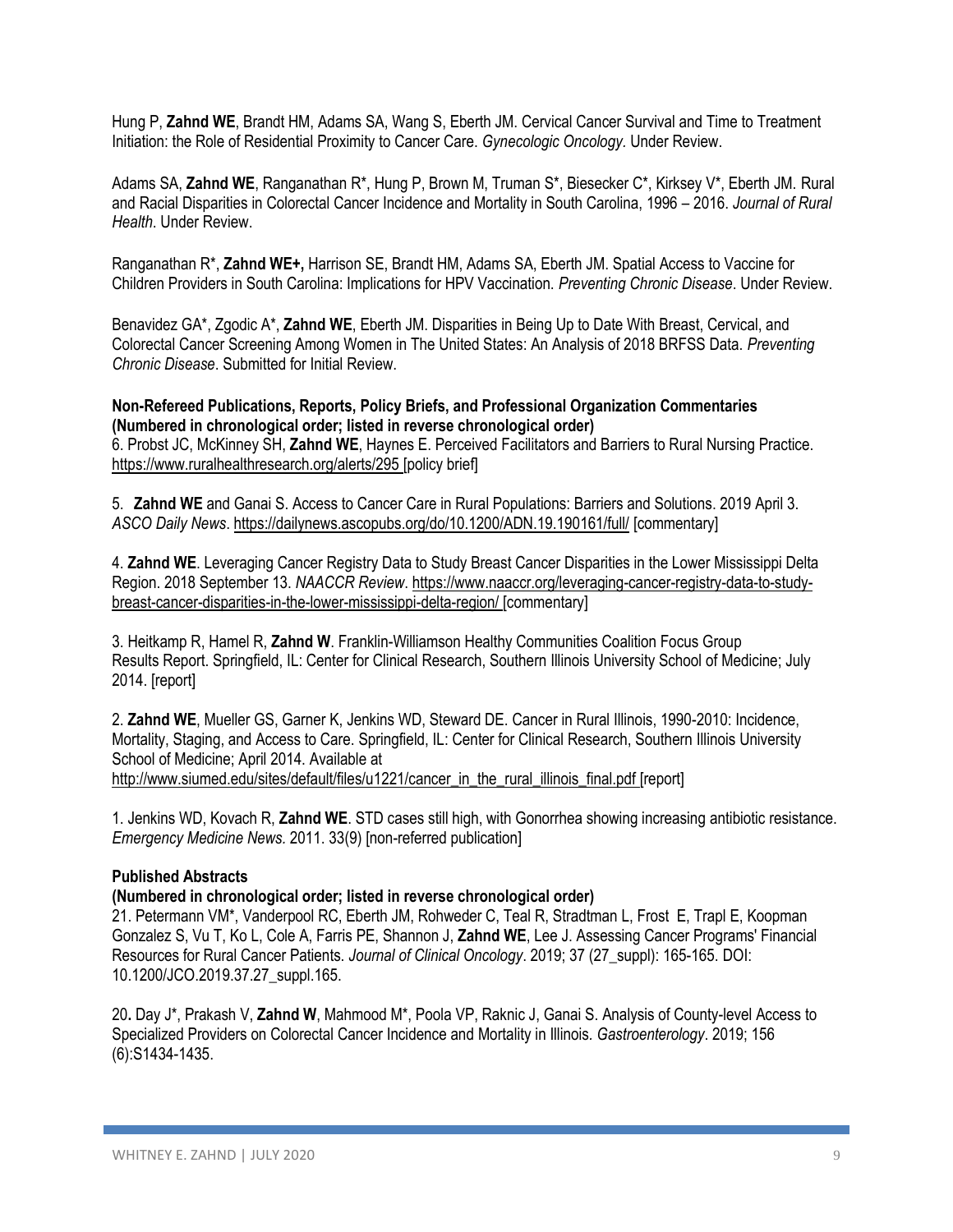Hung P, **Zahnd WE**, Brandt HM, Adams SA, Wang S, Eberth JM. Cervical Cancer Survival and Time to Treatment Initiation: the Role of Residential Proximity to Cancer Care. *Gynecologic Oncology*. Under Review.

Adams SA, **Zahnd WE**, Ranganathan R*, Hung P, Brown M, Truman S*, Biesecker C*, Kirksey V*, Eberth JM. Rural and Racial Disparities in Colorectal Cancer Incidence and Mortality in South Carolina, 1996 – 2016. *Journal of Rural Health*. Under Review.

Ranganathan R*, **Zahnd WE+,** Harrison SE, Brandt HM, Adams SA, Eberth JM. Spatial Access to Vaccine for Children Providers in South Carolina: Implications for HPV Vaccination. *Preventing Chronic Disease*. Under Review.

Benavidez GA*, Zgodic A*, **Zahnd WE**, Eberth JM. Disparities in Being Up to Date With Breast, Cervical, and Colorectal Cancer Screening Among Women in The United States: An Analysis of 2018 BRFSS Data. *Preventing Chronic Disease*. Submitted for Initial Review.

**Non-Refereed Publications, Reports, Policy Briefs, and Professional Organization Commentaries (Numbered in chronological order; listed in reverse chronological order)**

6. Probst JC, McKinney SH, **Zahnd WE**, Haynes E. Perceived Facilitators and Barriers to Rural Nursing Practice. https://www.ruralhealthresearch.org/alerts/295 [policy brief]

5. **Zahnd WE** and Ganai S. Access to Cancer Care in Rural Populations: Barriers and Solutions. 2019 April 3. *ASCO Daily News*. https://dailynews.ascopubs.org/do/10.1200/ADN.19.190161/full/ [commentary]

4. **Zahnd WE**. Leveraging Cancer Registry Data to Study Breast Cancer Disparities in the Lower Mississippi Delta Region. 2018 September 13. *NAACCR Review*. https://www.naaccr.org/leveraging-cancer-registry-data-to-study-breast-cancer-disparities-in-the-lower-mississippi-delta-region/ [commentary]

3. Heitkamp R, Hamel R, **Zahnd W**. Franklin-Williamson Healthy Communities Coalition Focus Group Results Report. Springfield, IL: Center for Clinical Research, Southern Illinois University School of Medicine; July 2014. [report]

2. **Zahnd WE**, Mueller GS, Garner K, Jenkins WD, Steward DE. Cancer in Rural Illinois, 1990-2010: Incidence, Mortality, Staging, and Access to Care. Springfield, IL: Center for Clinical Research, Southern Illinois University School of Medicine; April 2014. Available at http://www.siumed.edu/sites/default/files/u1221/cancer_in_the_rural_illinois_final.pdf [report]

1. Jenkins WD, Kovach R, **Zahnd WE**. STD cases still high, with Gonorrhea showing increasing antibiotic resistance. *Emergency Medicine News*. 2011. 33(9) [non-referred publication]

**Published Abstracts**
**(Numbered in chronological order; listed in reverse chronological order)**

21. Petermann VM*, Vanderpool RC, Eberth JM, Rohweder C, Teal R, Stradtman L, Frost E, Trapl E, Koopman Gonzalez S, Vu T, Ko L, Cole A, Farris PE, Shannon J, **Zahnd WE**, Lee J. Assessing Cancer Programs' Financial Resources for Rural Cancer Patients. *Journal of Clinical Oncology*. 2019; 37 (27_suppl): 165-165. DOI: 10.1200/JCO.2019.37.27_suppl.165.

20**.** Day J*, Prakash V, **Zahnd W**, Mahmood M*, Poola VP, Raknic J, Ganai S. Analysis of County-level Access to Specialized Providers on Colorectal Cancer Incidence and Mortality in Illinois. *Gastroenterology*. 2019; 156 (6):S1434-1435.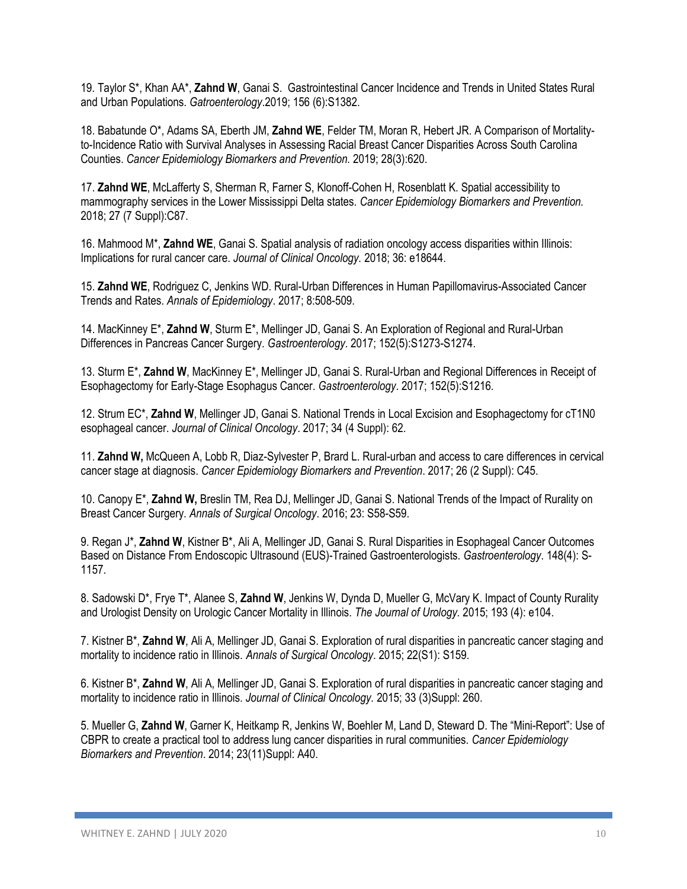19. Taylor S*, Khan AA*, **Zahnd W**, Ganai S. Gastrointestinal Cancer Incidence and Trends in United States Rural and Urban Populations. *Gatroenterology*.2019; 156 (6):S1382.

18. Babatunde O*, Adams SA, Eberth JM, **Zahnd WE**, Felder TM, Moran R, Hebert JR. A Comparison of Mortality-to-Incidence Ratio with Survival Analyses in Assessing Racial Breast Cancer Disparities Across South Carolina Counties. *Cancer Epidemiology Biomarkers and Prevention.* 2019; 28(3):620.

17. **Zahnd WE**, McLafferty S, Sherman R, Farner S, Klonoff-Cohen H, Rosenblatt K. Spatial accessibility to mammography services in the Lower Mississippi Delta states. *Cancer Epidemiology Biomarkers and Prevention.* 2018; 27 (7 Suppl):C87.

16. Mahmood M*, **Zahnd WE**, Ganai S. Spatial analysis of radiation oncology access disparities within Illinois: Implications for rural cancer care. *Journal of Clinical Oncology.* 2018; 36: e18644.

15. **Zahnd WE**, Rodriguez C, Jenkins WD. Rural-Urban Differences in Human Papillomavirus-Associated Cancer Trends and Rates. *Annals of Epidemiology*. 2017; 8:508-509.

14. MacKinney E*, **Zahnd W**, Sturm E*, Mellinger JD, Ganai S. An Exploration of Regional and Rural-Urban Differences in Pancreas Cancer Surgery. *Gastroenterology*. 2017; 152(5):S1273-S1274.

13. Sturm E*, **Zahnd W**, MacKinney E*, Mellinger JD, Ganai S. Rural-Urban and Regional Differences in Receipt of Esophagectomy for Early-Stage Esophagus Cancer. *Gastroenterology*. 2017; 152(5):S1216.

12. Strum EC*, **Zahnd W**, Mellinger JD, Ganai S. National Trends in Local Excision and Esophagectomy for cT1N0 esophageal cancer. *Journal of Clinical Oncology*. 2017; 34 (4 Suppl): 62.

11. **Zahnd W,** McQueen A, Lobb R, Diaz-Sylvester P, Brard L. Rural-urban and access to care differences in cervical cancer stage at diagnosis. *Cancer Epidemiology Biomarkers and Prevention*. 2017; 26 (2 Suppl): C45.

10. Canopy E*, **Zahnd W,** Breslin TM, Rea DJ, Mellinger JD, Ganai S. National Trends of the Impact of Rurality on Breast Cancer Surgery. *Annals of Surgical Oncology*. 2016; 23: S58-S59.

9. Regan J*, **Zahnd W**, Kistner B*, Ali A, Mellinger JD, Ganai S. Rural Disparities in Esophageal Cancer Outcomes Based on Distance From Endoscopic Ultrasound (EUS)-Trained Gastroenterologists. *Gastroenterology*. 148(4): S-1157.

8. Sadowski D*, Frye T*, Alanee S, **Zahnd W**, Jenkins W, Dynda D, Mueller G, McVary K. Impact of County Rurality and Urologist Density on Urologic Cancer Mortality in Illinois. *The Journal of Urology.* 2015; 193 (4): e104.

7. Kistner B*, **Zahnd W**, Ali A, Mellinger JD, Ganai S. Exploration of rural disparities in pancreatic cancer staging and mortality to incidence ratio in Illinois. *Annals of Surgical Oncology*. 2015; 22(S1): S159.

6. Kistner B*, **Zahnd W**, Ali A, Mellinger JD, Ganai S. Exploration of rural disparities in pancreatic cancer staging and mortality to incidence ratio in Illinois. *Journal of Clinical Oncology.* 2015; 33 (3)Suppl: 260.

5. Mueller G, **Zahnd W**, Garner K, Heitkamp R, Jenkins W, Boehler M, Land D, Steward D. The "Mini-Report": Use of CBPR to create a practical tool to address lung cancer disparities in rural communities. *Cancer Epidemiology Biomarkers and Prevention*. 2014; 23(11)Suppl: A40.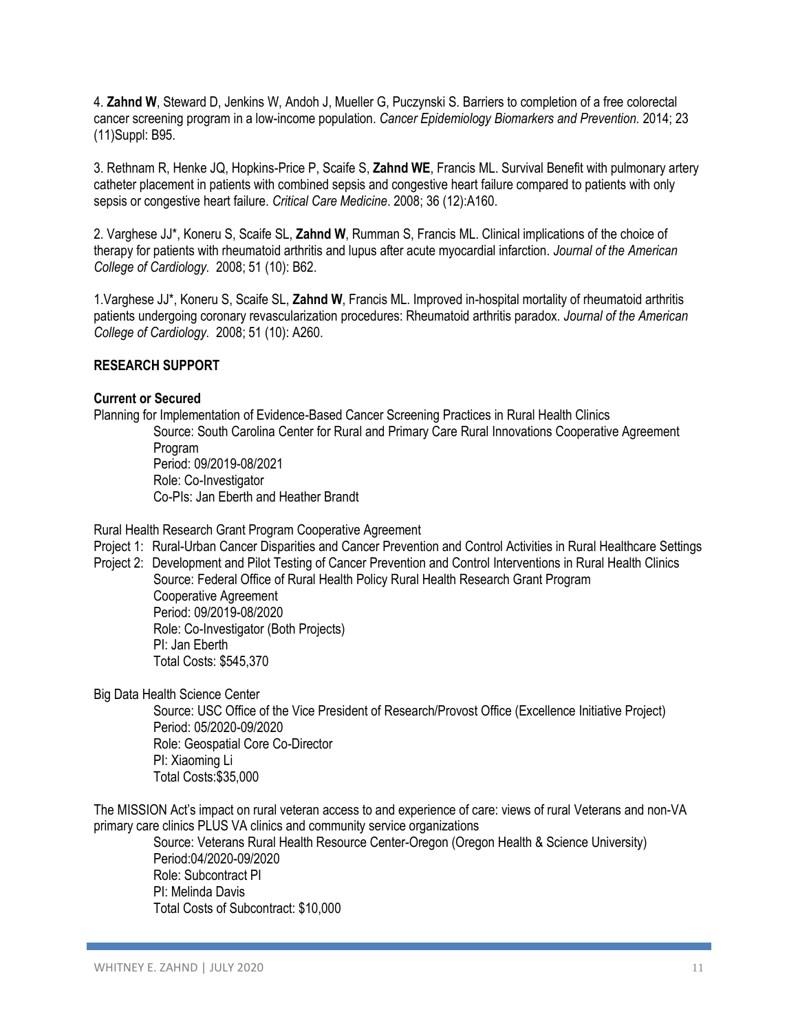4. **Zahnd W**, Steward D, Jenkins W, Andoh J, Mueller G, Puczynski S. Barriers to completion of a free colorectal cancer screening program in a low-income population. *Cancer Epidemiology Biomarkers and Prevention.* 2014; 23 (11)Suppl: B95.

3. Rethnam R, Henke JQ, Hopkins-Price P, Scaife S, **Zahnd WE**, Francis ML. Survival Benefit with pulmonary artery catheter placement in patients with combined sepsis and congestive heart failure compared to patients with only sepsis or congestive heart failure. *Critical Care Medicine*. 2008; 36 (12):A160.

2. Varghese JJ*, Koneru S, Scaife SL, **Zahnd W**, Rumman S, Francis ML. Clinical implications of the choice of therapy for patients with rheumatoid arthritis and lupus after acute myocardial infarction. *Journal of the American College of Cardiology.* 2008; 51 (10): B62.

1.Varghese JJ*, Koneru S, Scaife SL, **Zahnd W**, Francis ML. Improved in-hospital mortality of rheumatoid arthritis patients undergoing coronary revascularization procedures: Rheumatoid arthritis paradox. *Journal of the American College of Cardiology.* 2008; 51 (10): A260.

**RESEARCH SUPPORT**

**Current or Secured**

Planning for Implementation of Evidence-Based Cancer Screening Practices in Rural Health Clinics

Source: South Carolina Center for Rural and Primary Care Rural Innovations Cooperative Agreement Program
Period: 09/2019-08/2021
Role: Co-Investigator
Co-PIs: Jan Eberth and Heather Brandt

Rural Health Research Grant Program Cooperative Agreement

Project 1: Rural-Urban Cancer Disparities and Cancer Prevention and Control Activities in Rural Healthcare Settings
Project 2: Development and Pilot Testing of Cancer Prevention and Control Interventions in Rural Health Clinics

Source: Federal Office of Rural Health Policy Rural Health Research Grant Program Cooperative Agreement
Period: 09/2019-08/2020
Role: Co-Investigator (Both Projects)
PI: Jan Eberth
Total Costs: $545,370

Big Data Health Science Center

Source: USC Office of the Vice President of Research/Provost Office (Excellence Initiative Project)
Period: 05/2020-09/2020
Role: Geospatial Core Co-Director
PI: Xiaoming Li
Total Costs:$35,000

The MISSION Act's impact on rural veteran access to and experience of care: views of rural Veterans and non-VA primary care clinics PLUS VA clinics and community service organizations

Source: Veterans Rural Health Resource Center-Oregon (Oregon Health & Science University)
Period:04/2020-09/2020
Role: Subcontract PI
PI: Melinda Davis
Total Costs of Subcontract: $10,000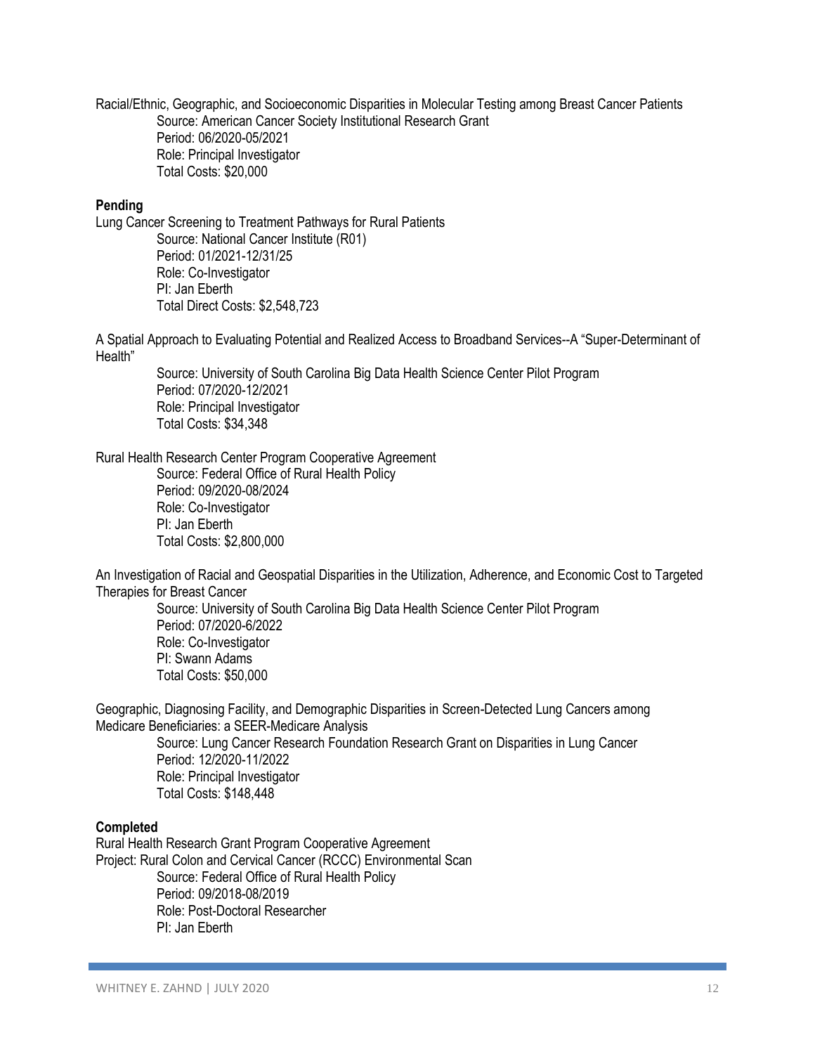Racial/Ethnic, Geographic, and Socioeconomic Disparities in Molecular Testing among Breast Cancer Patients

Source: American Cancer Society Institutional Research Grant
Period: 06/2020-05/2021
Role: Principal Investigator
Total Costs: $20,000

**Pending**

Lung Cancer Screening to Treatment Pathways for Rural Patients

Source: National Cancer Institute (R01)
Period: 01/2021-12/31/25
Role: Co-Investigator
PI: Jan Eberth
Total Direct Costs: $2,548,723

A Spatial Approach to Evaluating Potential and Realized Access to Broadband Services--A "Super-Determinant of Health"

Source: University of South Carolina Big Data Health Science Center Pilot Program
Period: 07/2020-12/2021
Role: Principal Investigator
Total Costs: $34,348

Rural Health Research Center Program Cooperative Agreement

Source: Federal Office of Rural Health Policy
Period: 09/2020-08/2024
Role: Co-Investigator
PI: Jan Eberth
Total Costs: $2,800,000

An Investigation of Racial and Geospatial Disparities in the Utilization, Adherence, and Economic Cost to Targeted Therapies for Breast Cancer

Source: University of South Carolina Big Data Health Science Center Pilot Program
Period: 07/2020-6/2022
Role: Co-Investigator
PI: Swann Adams
Total Costs: $50,000

Geographic, Diagnosing Facility, and Demographic Disparities in Screen-Detected Lung Cancers among Medicare Beneficiaries: a SEER-Medicare Analysis

Source: Lung Cancer Research Foundation Research Grant on Disparities in Lung Cancer
Period: 12/2020-11/2022
Role: Principal Investigator
Total Costs: $148,448

**Completed**

Rural Health Research Grant Program Cooperative Agreement
Project: Rural Colon and Cervical Cancer (RCCC) Environmental Scan

Source: Federal Office of Rural Health Policy
Period: 09/2018-08/2019
Role: Post-Doctoral Researcher
PI: Jan Eberth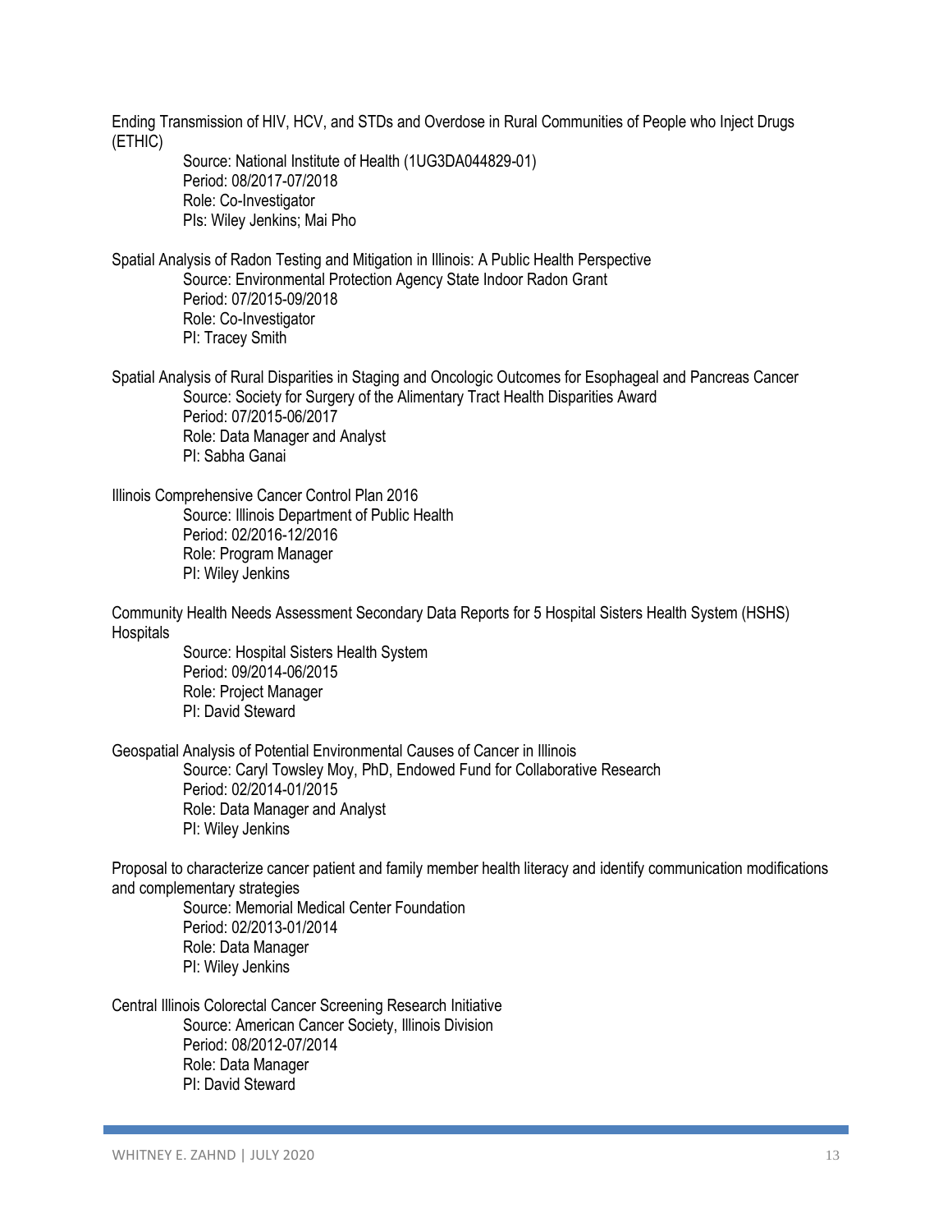Ending Transmission of HIV, HCV, and STDs and Overdose in Rural Communities of People who Inject Drugs (ETHIC)

Source: National Institute of Health (1UG3DA044829-01)
Period: 08/2017-07/2018
Role: Co-Investigator
PIs: Wiley Jenkins; Mai Pho

Spatial Analysis of Radon Testing and Mitigation in Illinois: A Public Health Perspective

Source: Environmental Protection Agency State Indoor Radon Grant
Period: 07/2015-09/2018
Role: Co-Investigator
PI: Tracey Smith

Spatial Analysis of Rural Disparities in Staging and Oncologic Outcomes for Esophageal and Pancreas Cancer

Source: Society for Surgery of the Alimentary Tract Health Disparities Award
Period: 07/2015-06/2017
Role: Data Manager and Analyst
PI: Sabha Ganai

Illinois Comprehensive Cancer Control Plan 2016

Source: Illinois Department of Public Health
Period: 02/2016-12/2016
Role: Program Manager
PI: Wiley Jenkins

Community Health Needs Assessment Secondary Data Reports for 5 Hospital Sisters Health System (HSHS) Hospitals

Source: Hospital Sisters Health System
Period: 09/2014-06/2015
Role: Project Manager
PI: David Steward

Geospatial Analysis of Potential Environmental Causes of Cancer in Illinois

Source: Caryl Towsley Moy, PhD, Endowed Fund for Collaborative Research
Period: 02/2014-01/2015
Role: Data Manager and Analyst
PI: Wiley Jenkins

Proposal to characterize cancer patient and family member health literacy and identify communication modifications and complementary strategies

Source: Memorial Medical Center Foundation
Period: 02/2013-01/2014
Role: Data Manager
PI: Wiley Jenkins

Central Illinois Colorectal Cancer Screening Research Initiative

Source: American Cancer Society, Illinois Division
Period: 08/2012-07/2014
Role: Data Manager
PI: David Steward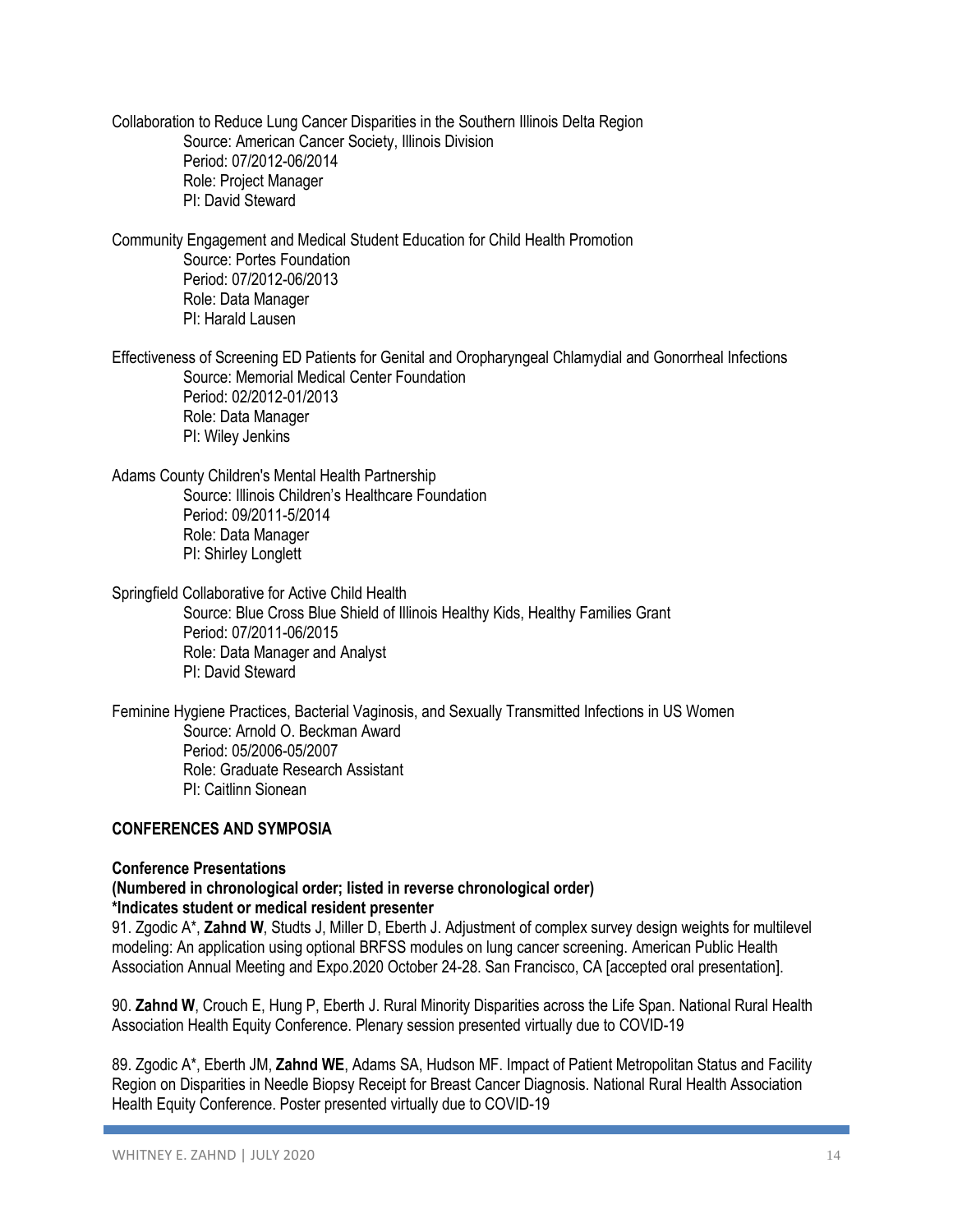Collaboration to Reduce Lung Cancer Disparities in the Southern Illinois Delta Region
Source: American Cancer Society, Illinois Division
Period: 07/2012-06/2014
Role: Project Manager
PI: David Steward

Community Engagement and Medical Student Education for Child Health Promotion
Source: Portes Foundation
Period: 07/2012-06/2013
Role: Data Manager
PI: Harald Lausen

Effectiveness of Screening ED Patients for Genital and Oropharyngeal Chlamydial and Gonorrheal Infections
Source: Memorial Medical Center Foundation
Period: 02/2012-01/2013
Role: Data Manager
PI: Wiley Jenkins

Adams County Children's Mental Health Partnership
Source: Illinois Children's Healthcare Foundation
Period: 09/2011-5/2014
Role: Data Manager
PI: Shirley Longlett

Springfield Collaborative for Active Child Health
Source: Blue Cross Blue Shield of Illinois Healthy Kids, Healthy Families Grant
Period: 07/2011-06/2015
Role: Data Manager and Analyst
PI: David Steward

Feminine Hygiene Practices, Bacterial Vaginosis, and Sexually Transmitted Infections in US Women
Source: Arnold O. Beckman Award
Period: 05/2006-05/2007
Role: Graduate Research Assistant
PI: Caitlinn Sionean

## CONFERENCES AND SYMPOSIA

### Conference Presentations

**(Numbered in chronological order; listed in reverse chronological order)**
***Indicates student or medical resident presenter**

91. Zgodic A*, **Zahnd W**, Studts J, Miller D, Eberth J. Adjustment of complex survey design weights for multilevel modeling: An application using optional BRFSS modules on lung cancer screening. American Public Health Association Annual Meeting and Expo.2020 October 24-28. San Francisco, CA [accepted oral presentation].

90. **Zahnd W**, Crouch E, Hung P, Eberth J. Rural Minority Disparities across the Life Span. National Rural Health Association Health Equity Conference. Plenary session presented virtually due to COVID-19

89. Zgodic A*, Eberth JM, **Zahnd WE**, Adams SA, Hudson MF. Impact of Patient Metropolitan Status and Facility Region on Disparities in Needle Biopsy Receipt for Breast Cancer Diagnosis. National Rural Health Association Health Equity Conference. Poster presented virtually due to COVID-19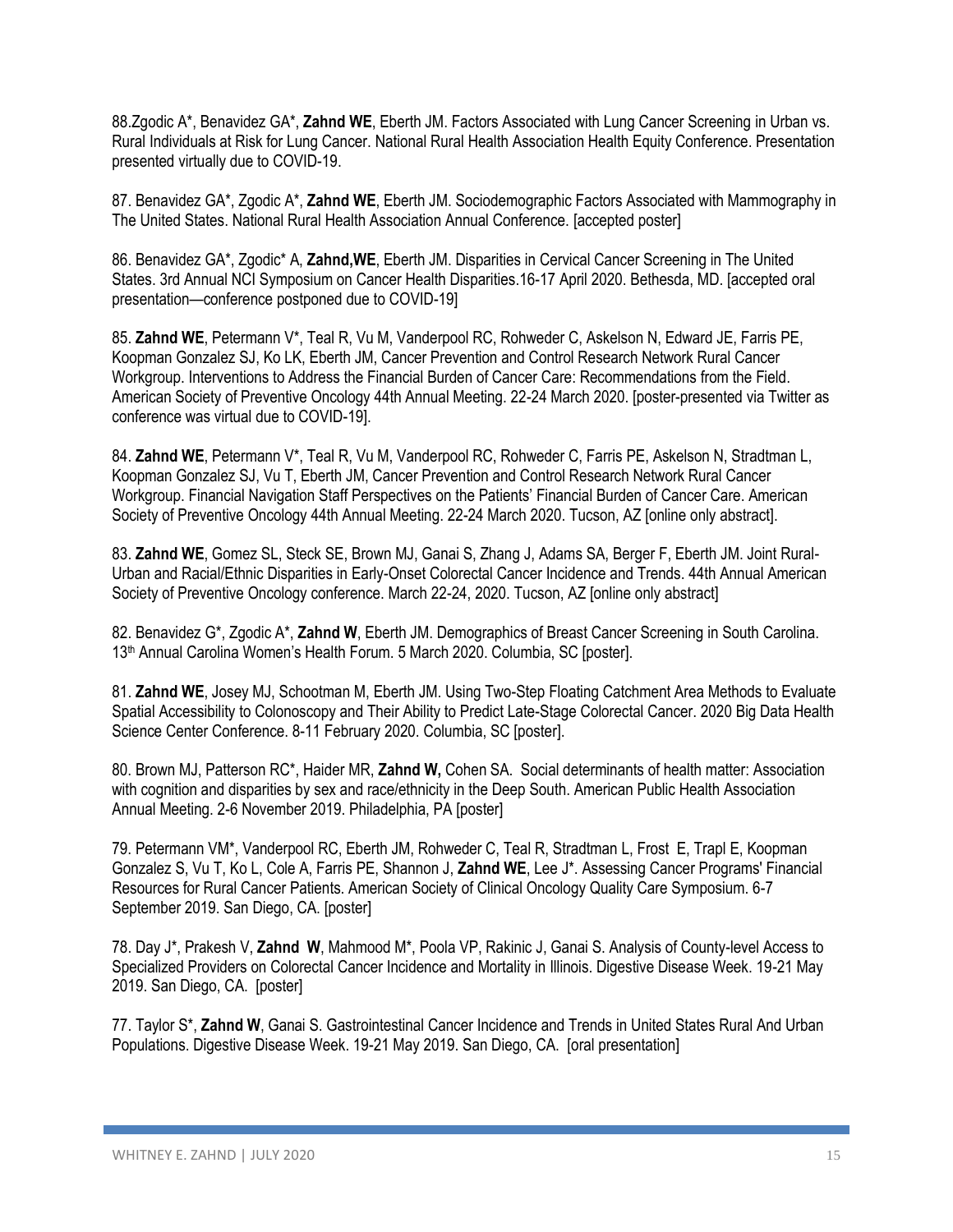88.Zgodic A*, Benavidez GA*, **Zahnd WE**, Eberth JM. Factors Associated with Lung Cancer Screening in Urban vs. Rural Individuals at Risk for Lung Cancer. National Rural Health Association Health Equity Conference. Presentation presented virtually due to COVID-19.

87. Benavidez GA*, Zgodic A*, **Zahnd WE**, Eberth JM. Sociodemographic Factors Associated with Mammography in The United States. National Rural Health Association Annual Conference. [accepted poster]

86. Benavidez GA*, Zgodic* A, **Zahnd,WE**, Eberth JM. Disparities in Cervical Cancer Screening in The United States. 3rd Annual NCI Symposium on Cancer Health Disparities.16-17 April 2020. Bethesda, MD. [accepted oral presentation—conference postponed due to COVID-19]

85. **Zahnd WE**, Petermann V*, Teal R, Vu M, Vanderpool RC, Rohweder C, Askelson N, Edward JE, Farris PE, Koopman Gonzalez SJ, Ko LK, Eberth JM, Cancer Prevention and Control Research Network Rural Cancer Workgroup. Interventions to Address the Financial Burden of Cancer Care: Recommendations from the Field. American Society of Preventive Oncology 44th Annual Meeting. 22-24 March 2020. [poster-presented via Twitter as conference was virtual due to COVID-19].

84. **Zahnd WE**, Petermann V*, Teal R, Vu M, Vanderpool RC, Rohweder C, Farris PE, Askelson N, Stradtman L, Koopman Gonzalez SJ, Vu T, Eberth JM, Cancer Prevention and Control Research Network Rural Cancer Workgroup. Financial Navigation Staff Perspectives on the Patients' Financial Burden of Cancer Care. American Society of Preventive Oncology 44th Annual Meeting. 22-24 March 2020. Tucson, AZ [online only abstract].

83. **Zahnd WE**, Gomez SL, Steck SE, Brown MJ, Ganai S, Zhang J, Adams SA, Berger F, Eberth JM. Joint Rural-Urban and Racial/Ethnic Disparities in Early-Onset Colorectal Cancer Incidence and Trends. 44th Annual American Society of Preventive Oncology conference. March 22-24, 2020. Tucson, AZ [online only abstract]

82. Benavidez G*, Zgodic A*, **Zahnd W**, Eberth JM. Demographics of Breast Cancer Screening in South Carolina. 13th Annual Carolina Women's Health Forum. 5 March 2020. Columbia, SC [poster].

81. **Zahnd WE**, Josey MJ, Schootman M, Eberth JM. Using Two-Step Floating Catchment Area Methods to Evaluate Spatial Accessibility to Colonoscopy and Their Ability to Predict Late-Stage Colorectal Cancer. 2020 Big Data Health Science Center Conference. 8-11 February 2020. Columbia, SC [poster].

80. Brown MJ, Patterson RC*, Haider MR, **Zahnd W,** Cohen SA. Social determinants of health matter: Association with cognition and disparities by sex and race/ethnicity in the Deep South. American Public Health Association Annual Meeting. 2-6 November 2019. Philadelphia, PA [poster]

79. Petermann VM*, Vanderpool RC, Eberth JM, Rohweder C, Teal R, Stradtman L, Frost E, Trapl E, Koopman Gonzalez S, Vu T, Ko L, Cole A, Farris PE, Shannon J, **Zahnd WE**, Lee J*. Assessing Cancer Programs' Financial Resources for Rural Cancer Patients. American Society of Clinical Oncology Quality Care Symposium. 6-7 September 2019. San Diego, CA. [poster]

78. Day J*, Prakesh V, **Zahnd W**, Mahmood M*, Poola VP, Rakinic J, Ganai S. Analysis of County-level Access to Specialized Providers on Colorectal Cancer Incidence and Mortality in Illinois. Digestive Disease Week. 19-21 May 2019. San Diego, CA. [poster]

77. Taylor S*, **Zahnd W**, Ganai S. Gastrointestinal Cancer Incidence and Trends in United States Rural And Urban Populations. Digestive Disease Week. 19-21 May 2019. San Diego, CA. [oral presentation]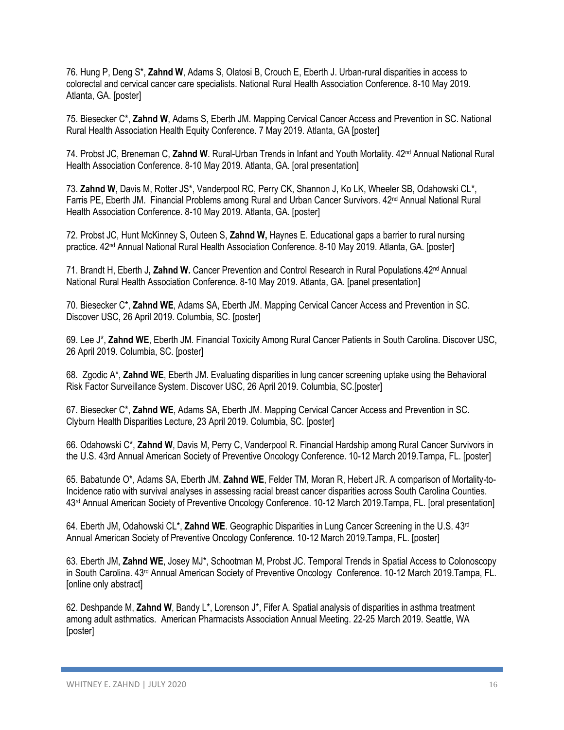76. Hung P, Deng S*, **Zahnd W**, Adams S, Olatosi B, Crouch E, Eberth J. Urban-rural disparities in access to colorectal and cervical cancer care specialists. National Rural Health Association Conference. 8-10 May 2019. Atlanta, GA. [poster]

75. Biesecker C*, **Zahnd W**, Adams S, Eberth JM. Mapping Cervical Cancer Access and Prevention in SC. National Rural Health Association Health Equity Conference. 7 May 2019. Atlanta, GA [poster]

74. Probst JC, Breneman C, **Zahnd W**. Rural-Urban Trends in Infant and Youth Mortality. 42nd Annual National Rural Health Association Conference. 8-10 May 2019. Atlanta, GA. [oral presentation]

73. **Zahnd W**, Davis M, Rotter JS*, Vanderpool RC, Perry CK, Shannon J, Ko LK, Wheeler SB, Odahowski CL*, Farris PE, Eberth JM. Financial Problems among Rural and Urban Cancer Survivors. 42nd Annual National Rural Health Association Conference. 8-10 May 2019. Atlanta, GA. [poster]

72. Probst JC, Hunt McKinney S, Outeen S, **Zahnd W,** Haynes E. Educational gaps a barrier to rural nursing practice. 42nd Annual National Rural Health Association Conference. 8-10 May 2019. Atlanta, GA. [poster]

71. Brandt H, Eberth J**, Zahnd W.** Cancer Prevention and Control Research in Rural Populations.42nd Annual National Rural Health Association Conference. 8-10 May 2019. Atlanta, GA. [panel presentation]

70. Biesecker C*, **Zahnd WE**, Adams SA, Eberth JM. Mapping Cervical Cancer Access and Prevention in SC. Discover USC, 26 April 2019. Columbia, SC. [poster]

69. Lee J*, **Zahnd WE**, Eberth JM. Financial Toxicity Among Rural Cancer Patients in South Carolina. Discover USC, 26 April 2019. Columbia, SC. [poster]

68. Zgodic A*, **Zahnd WE**, Eberth JM. Evaluating disparities in lung cancer screening uptake using the Behavioral Risk Factor Surveillance System. Discover USC, 26 April 2019. Columbia, SC.[poster]

67. Biesecker C*, **Zahnd WE**, Adams SA, Eberth JM. Mapping Cervical Cancer Access and Prevention in SC. Clyburn Health Disparities Lecture, 23 April 2019. Columbia, SC. [poster]

66. Odahowski C*, **Zahnd W**, Davis M, Perry C, Vanderpool R. Financial Hardship among Rural Cancer Survivors in the U.S. 43rd Annual American Society of Preventive Oncology Conference. 10-12 March 2019.Tampa, FL. [poster]

65. Babatunde O*, Adams SA, Eberth JM, **Zahnd WE**, Felder TM, Moran R, Hebert JR. A comparison of Mortality-to-Incidence ratio with survival analyses in assessing racial breast cancer disparities across South Carolina Counties. 43rd Annual American Society of Preventive Oncology Conference. 10-12 March 2019.Tampa, FL. [oral presentation]

64. Eberth JM, Odahowski CL*, **Zahnd WE**. Geographic Disparities in Lung Cancer Screening in the U.S. 43rd Annual American Society of Preventive Oncology Conference. 10-12 March 2019.Tampa, FL. [poster]

63. Eberth JM, **Zahnd WE**, Josey MJ*, Schootman M, Probst JC. Temporal Trends in Spatial Access to Colonoscopy in South Carolina. 43rd Annual American Society of Preventive Oncology Conference. 10-12 March 2019.Tampa, FL. [online only abstract]

62. Deshpande M, **Zahnd W**, Bandy L*, Lorenson J*, Fifer A. Spatial analysis of disparities in asthma treatment among adult asthmatics. American Pharmacists Association Annual Meeting. 22-25 March 2019. Seattle, WA [poster]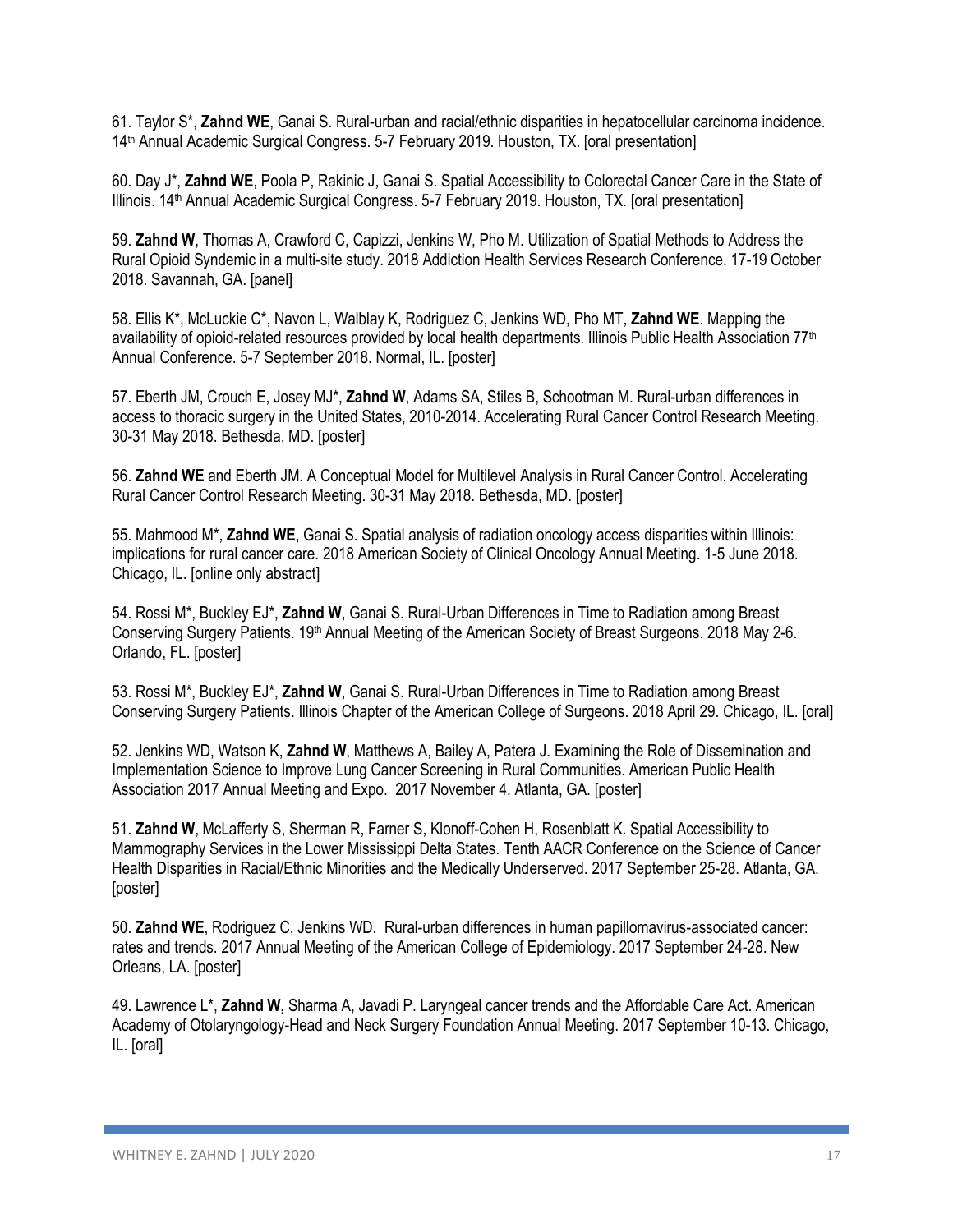61. Taylor S*, **Zahnd WE**, Ganai S. Rural-urban and racial/ethnic disparities in hepatocellular carcinoma incidence. 14th Annual Academic Surgical Congress. 5-7 February 2019. Houston, TX. [oral presentation]

60. Day J*, **Zahnd WE**, Poola P, Rakinic J, Ganai S. Spatial Accessibility to Colorectal Cancer Care in the State of Illinois. 14th Annual Academic Surgical Congress. 5-7 February 2019. Houston, TX. [oral presentation]

59. **Zahnd W**, Thomas A, Crawford C, Capizzi, Jenkins W, Pho M. Utilization of Spatial Methods to Address the Rural Opioid Syndemic in a multi-site study. 2018 Addiction Health Services Research Conference. 17-19 October 2018. Savannah, GA. [panel]

58. Ellis K*, McLuckie C*, Navon L, Walblay K, Rodriguez C, Jenkins WD, Pho MT, **Zahnd WE**. Mapping the availability of opioid-related resources provided by local health departments. Illinois Public Health Association 77th Annual Conference. 5-7 September 2018. Normal, IL. [poster]

57. Eberth JM, Crouch E, Josey MJ*, **Zahnd W**, Adams SA, Stiles B, Schootman M. Rural-urban differences in access to thoracic surgery in the United States, 2010-2014. Accelerating Rural Cancer Control Research Meeting. 30-31 May 2018. Bethesda, MD. [poster]

56. **Zahnd WE** and Eberth JM. A Conceptual Model for Multilevel Analysis in Rural Cancer Control. Accelerating Rural Cancer Control Research Meeting. 30-31 May 2018. Bethesda, MD. [poster]

55. Mahmood M*, **Zahnd WE**, Ganai S. Spatial analysis of radiation oncology access disparities within Illinois: implications for rural cancer care. 2018 American Society of Clinical Oncology Annual Meeting. 1-5 June 2018. Chicago, IL. [online only abstract]

54. Rossi M*, Buckley EJ*, **Zahnd W**, Ganai S. Rural-Urban Differences in Time to Radiation among Breast Conserving Surgery Patients. 19th Annual Meeting of the American Society of Breast Surgeons. 2018 May 2-6. Orlando, FL. [poster]

53. Rossi M*, Buckley EJ*, **Zahnd W**, Ganai S. Rural-Urban Differences in Time to Radiation among Breast Conserving Surgery Patients. Illinois Chapter of the American College of Surgeons. 2018 April 29. Chicago, IL. [oral]

52. Jenkins WD, Watson K, **Zahnd W**, Matthews A, Bailey A, Patera J. Examining the Role of Dissemination and Implementation Science to Improve Lung Cancer Screening in Rural Communities. American Public Health Association 2017 Annual Meeting and Expo. 2017 November 4. Atlanta, GA. [poster]

51. **Zahnd W**, McLafferty S, Sherman R, Farner S, Klonoff-Cohen H, Rosenblatt K. Spatial Accessibility to Mammography Services in the Lower Mississippi Delta States. Tenth AACR Conference on the Science of Cancer Health Disparities in Racial/Ethnic Minorities and the Medically Underserved. 2017 September 25-28. Atlanta, GA. [poster]

50. **Zahnd WE**, Rodriguez C, Jenkins WD. Rural-urban differences in human papillomavirus-associated cancer: rates and trends. 2017 Annual Meeting of the American College of Epidemiology. 2017 September 24-28. New Orleans, LA. [poster]

49. Lawrence L*, **Zahnd W,** Sharma A, Javadi P. Laryngeal cancer trends and the Affordable Care Act. American Academy of Otolaryngology-Head and Neck Surgery Foundation Annual Meeting. 2017 September 10-13. Chicago, IL. [oral]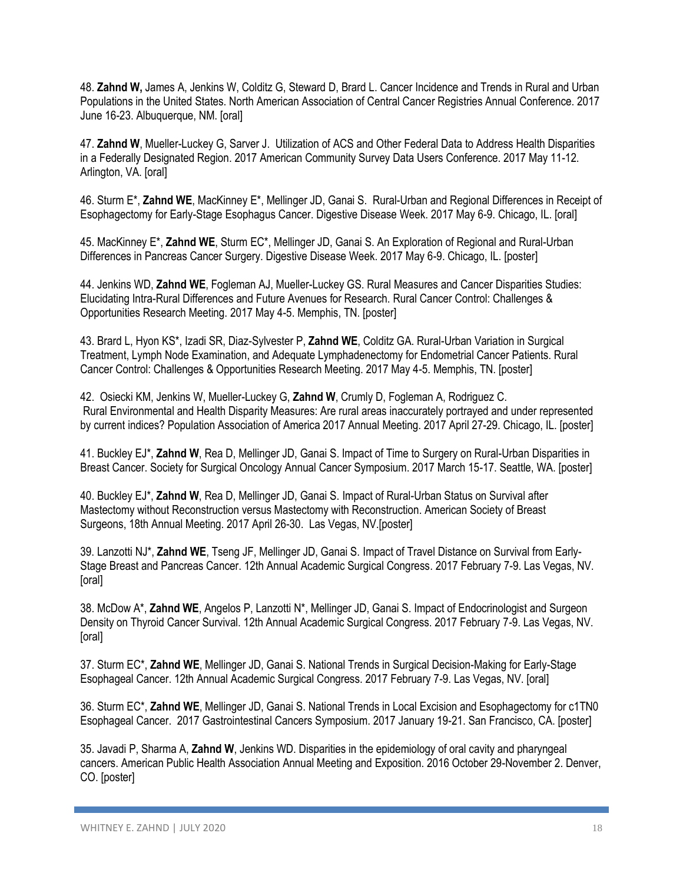48. **Zahnd W,** James A, Jenkins W, Colditz G, Steward D, Brard L. Cancer Incidence and Trends in Rural and Urban Populations in the United States. North American Association of Central Cancer Registries Annual Conference. 2017 June 16-23. Albuquerque, NM. [oral]

47. **Zahnd W**, Mueller-Luckey G, Sarver J. Utilization of ACS and Other Federal Data to Address Health Disparities in a Federally Designated Region. 2017 American Community Survey Data Users Conference. 2017 May 11-12. Arlington, VA. [oral]

46. Sturm E*, **Zahnd WE**, MacKinney E*, Mellinger JD, Ganai S. Rural-Urban and Regional Differences in Receipt of Esophagectomy for Early-Stage Esophagus Cancer. Digestive Disease Week. 2017 May 6-9. Chicago, IL. [oral]

45. MacKinney E*, **Zahnd WE**, Sturm EC*, Mellinger JD, Ganai S. An Exploration of Regional and Rural-Urban Differences in Pancreas Cancer Surgery. Digestive Disease Week. 2017 May 6-9. Chicago, IL. [poster]

44. Jenkins WD, **Zahnd WE**, Fogleman AJ, Mueller-Luckey GS. Rural Measures and Cancer Disparities Studies: Elucidating Intra-Rural Differences and Future Avenues for Research. Rural Cancer Control: Challenges & Opportunities Research Meeting. 2017 May 4-5. Memphis, TN. [poster]

43. Brard L, Hyon KS*, Izadi SR, Diaz-Sylvester P, **Zahnd WE**, Colditz GA. Rural-Urban Variation in Surgical Treatment, Lymph Node Examination, and Adequate Lymphadenectomy for Endometrial Cancer Patients. Rural Cancer Control: Challenges & Opportunities Research Meeting. 2017 May 4-5. Memphis, TN. [poster]

42. Osiecki KM, Jenkins W, Mueller-Luckey G, **Zahnd W**, Crumly D, Fogleman A, Rodriguez C. Rural Environmental and Health Disparity Measures: Are rural areas inaccurately portrayed and under represented by current indices? Population Association of America 2017 Annual Meeting. 2017 April 27-29. Chicago, IL. [poster]

41. Buckley EJ*, **Zahnd W**, Rea D, Mellinger JD, Ganai S. Impact of Time to Surgery on Rural-Urban Disparities in Breast Cancer. Society for Surgical Oncology Annual Cancer Symposium. 2017 March 15-17. Seattle, WA. [poster]

40. Buckley EJ*, **Zahnd W**, Rea D, Mellinger JD, Ganai S. Impact of Rural-Urban Status on Survival after Mastectomy without Reconstruction versus Mastectomy with Reconstruction. American Society of Breast Surgeons, 18th Annual Meeting. 2017 April 26-30. Las Vegas, NV.[poster]

39. Lanzotti NJ*, **Zahnd WE**, Tseng JF, Mellinger JD, Ganai S. Impact of Travel Distance on Survival from Early-Stage Breast and Pancreas Cancer. 12th Annual Academic Surgical Congress. 2017 February 7-9. Las Vegas, NV. [oral]

38. McDow A*, **Zahnd WE**, Angelos P, Lanzotti N*, Mellinger JD, Ganai S. Impact of Endocrinologist and Surgeon Density on Thyroid Cancer Survival. 12th Annual Academic Surgical Congress. 2017 February 7-9. Las Vegas, NV. [oral]

37. Sturm EC*, **Zahnd WE**, Mellinger JD, Ganai S. National Trends in Surgical Decision-Making for Early-Stage Esophageal Cancer. 12th Annual Academic Surgical Congress. 2017 February 7-9. Las Vegas, NV. [oral]

36. Sturm EC*, **Zahnd WE**, Mellinger JD, Ganai S. National Trends in Local Excision and Esophagectomy for c1TN0 Esophageal Cancer. 2017 Gastrointestinal Cancers Symposium. 2017 January 19-21. San Francisco, CA. [poster]

35. Javadi P, Sharma A, **Zahnd W**, Jenkins WD. Disparities in the epidemiology of oral cavity and pharyngeal cancers. American Public Health Association Annual Meeting and Exposition. 2016 October 29-November 2. Denver, CO. [poster]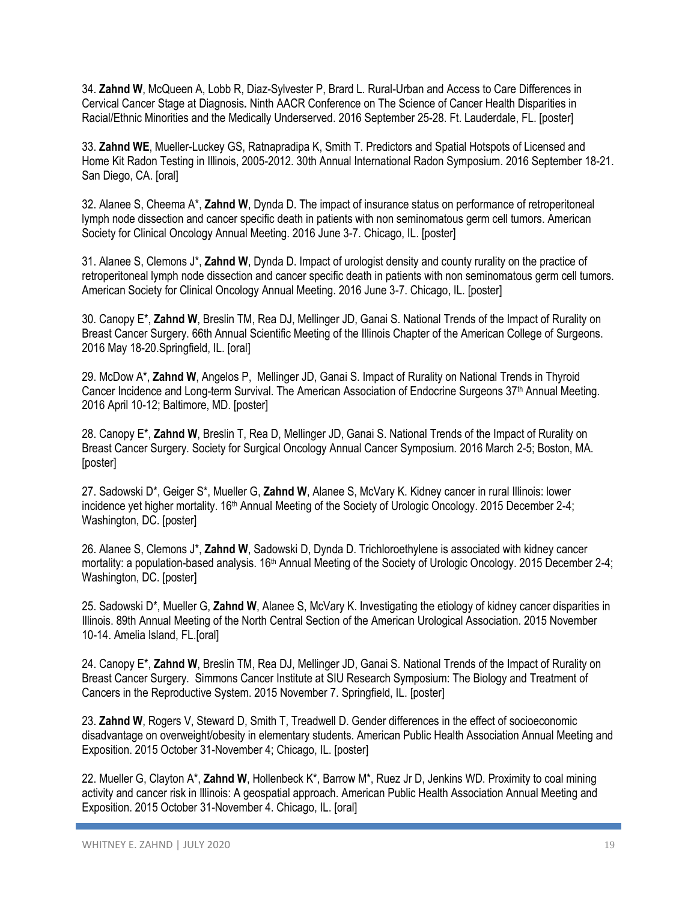34. **Zahnd W**, McQueen A, Lobb R, Diaz-Sylvester P, Brard L. Rural-Urban and Access to Care Differences in Cervical Cancer Stage at Diagnosis**.** Ninth AACR Conference on The Science of Cancer Health Disparities in Racial/Ethnic Minorities and the Medically Underserved. 2016 September 25-28. Ft. Lauderdale, FL. [poster]

33. **Zahnd WE**, Mueller-Luckey GS, Ratnapradipa K, Smith T. Predictors and Spatial Hotspots of Licensed and Home Kit Radon Testing in Illinois, 2005-2012. 30th Annual International Radon Symposium. 2016 September 18-21. San Diego, CA. [oral]

32. Alanee S, Cheema A*, **Zahnd W**, Dynda D. The impact of insurance status on performance of retroperitoneal lymph node dissection and cancer specific death in patients with non seminomatous germ cell tumors. American Society for Clinical Oncology Annual Meeting. 2016 June 3-7. Chicago, IL. [poster]

31. Alanee S, Clemons J*, **Zahnd W**, Dynda D. Impact of urologist density and county rurality on the practice of retroperitoneal lymph node dissection and cancer specific death in patients with non seminomatous germ cell tumors. American Society for Clinical Oncology Annual Meeting. 2016 June 3-7. Chicago, IL. [poster]

30. Canopy E*, **Zahnd W**, Breslin TM, Rea DJ, Mellinger JD, Ganai S. National Trends of the Impact of Rurality on Breast Cancer Surgery. 66th Annual Scientific Meeting of the Illinois Chapter of the American College of Surgeons. 2016 May 18-20.Springfield, IL. [oral]

29. McDow A*, **Zahnd W**, Angelos P, Mellinger JD, Ganai S. Impact of Rurality on National Trends in Thyroid Cancer Incidence and Long-term Survival. The American Association of Endocrine Surgeons 37th Annual Meeting. 2016 April 10-12; Baltimore, MD. [poster]

28. Canopy E*, **Zahnd W**, Breslin T, Rea D, Mellinger JD, Ganai S. National Trends of the Impact of Rurality on Breast Cancer Surgery. Society for Surgical Oncology Annual Cancer Symposium. 2016 March 2-5; Boston, MA. [poster]

27. Sadowski D*, Geiger S*, Mueller G, **Zahnd W**, Alanee S, McVary K. Kidney cancer in rural Illinois: lower incidence yet higher mortality. 16th Annual Meeting of the Society of Urologic Oncology. 2015 December 2-4; Washington, DC. [poster]

26. Alanee S, Clemons J*, **Zahnd W**, Sadowski D, Dynda D. Trichloroethylene is associated with kidney cancer mortality: a population-based analysis. 16th Annual Meeting of the Society of Urologic Oncology. 2015 December 2-4; Washington, DC. [poster]

25. Sadowski D*, Mueller G, **Zahnd W**, Alanee S, McVary K. Investigating the etiology of kidney cancer disparities in Illinois. 89th Annual Meeting of the North Central Section of the American Urological Association. 2015 November 10-14. Amelia Island, FL.[oral]

24. Canopy E*, **Zahnd W**, Breslin TM, Rea DJ, Mellinger JD, Ganai S. National Trends of the Impact of Rurality on Breast Cancer Surgery. Simmons Cancer Institute at SIU Research Symposium: The Biology and Treatment of Cancers in the Reproductive System. 2015 November 7. Springfield, IL. [poster]

23. **Zahnd W**, Rogers V, Steward D, Smith T, Treadwell D. Gender differences in the effect of socioeconomic disadvantage on overweight/obesity in elementary students. American Public Health Association Annual Meeting and Exposition. 2015 October 31-November 4; Chicago, IL. [poster]

22. Mueller G, Clayton A*, **Zahnd W**, Hollenbeck K*, Barrow M*, Ruez Jr D, Jenkins WD. Proximity to coal mining activity and cancer risk in Illinois: A geospatial approach. American Public Health Association Annual Meeting and Exposition. 2015 October 31-November 4. Chicago, IL. [oral]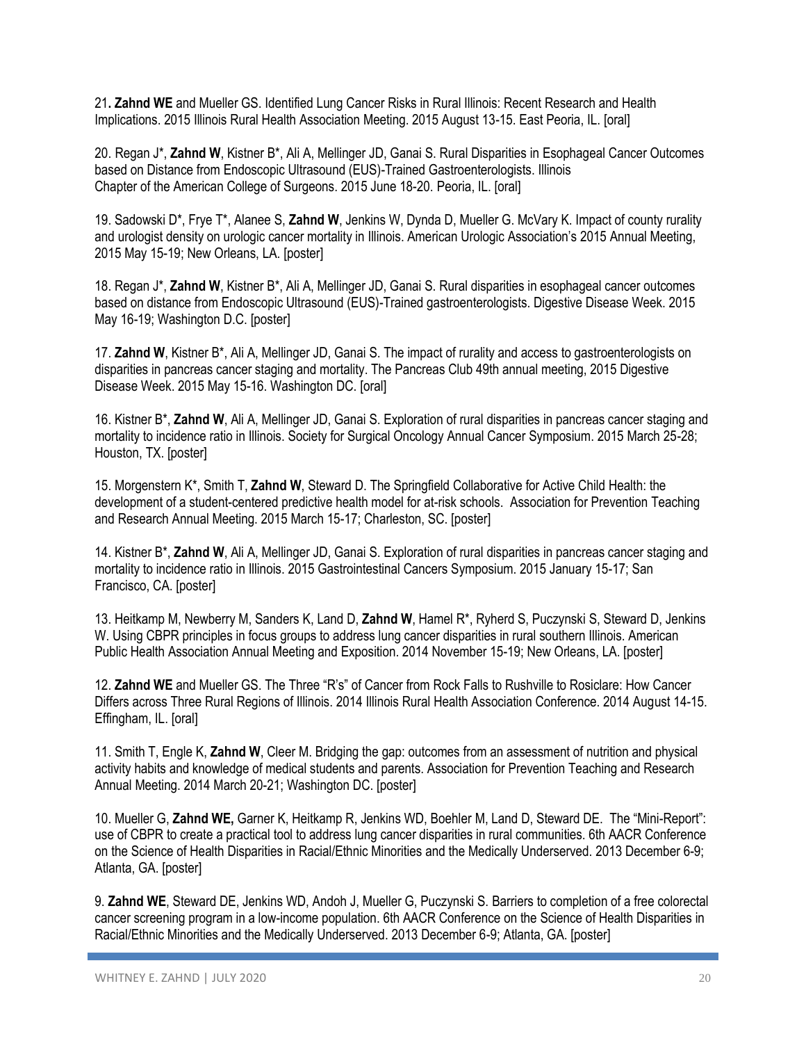21. **Zahnd WE** and Mueller GS. Identified Lung Cancer Risks in Rural Illinois: Recent Research and Health Implications. 2015 Illinois Rural Health Association Meeting. 2015 August 13-15. East Peoria, IL. [oral]

20. Regan J*, **Zahnd W**, Kistner B*, Ali A, Mellinger JD, Ganai S. Rural Disparities in Esophageal Cancer Outcomes based on Distance from Endoscopic Ultrasound (EUS)-Trained Gastroenterologists. Illinois Chapter of the American College of Surgeons. 2015 June 18-20. Peoria, IL. [oral]

19. Sadowski D*, Frye T*, Alanee S, **Zahnd W**, Jenkins W, Dynda D, Mueller G. McVary K. Impact of county rurality and urologist density on urologic cancer mortality in Illinois. American Urologic Association's 2015 Annual Meeting, 2015 May 15-19; New Orleans, LA. [poster]

18. Regan J*, **Zahnd W**, Kistner B*, Ali A, Mellinger JD, Ganai S. Rural disparities in esophageal cancer outcomes based on distance from Endoscopic Ultrasound (EUS)-Trained gastroenterologists. Digestive Disease Week. 2015 May 16-19; Washington D.C. [poster]

17. **Zahnd W**, Kistner B*, Ali A, Mellinger JD, Ganai S. The impact of rurality and access to gastroenterologists on disparities in pancreas cancer staging and mortality. The Pancreas Club 49th annual meeting, 2015 Digestive Disease Week. 2015 May 15-16. Washington DC. [oral]

16. Kistner B*, **Zahnd W**, Ali A, Mellinger JD, Ganai S. Exploration of rural disparities in pancreas cancer staging and mortality to incidence ratio in Illinois. Society for Surgical Oncology Annual Cancer Symposium. 2015 March 25-28; Houston, TX. [poster]

15. Morgenstern K*, Smith T, **Zahnd W**, Steward D. The Springfield Collaborative for Active Child Health: the development of a student-centered predictive health model for at-risk schools. Association for Prevention Teaching and Research Annual Meeting. 2015 March 15-17; Charleston, SC. [poster]

14. Kistner B*, **Zahnd W**, Ali A, Mellinger JD, Ganai S. Exploration of rural disparities in pancreas cancer staging and mortality to incidence ratio in Illinois. 2015 Gastrointestinal Cancers Symposium. 2015 January 15-17; San Francisco, CA. [poster]

13. Heitkamp M, Newberry M, Sanders K, Land D, **Zahnd W**, Hamel R*, Ryherd S, Puczynski S, Steward D, Jenkins W. Using CBPR principles in focus groups to address lung cancer disparities in rural southern Illinois. American Public Health Association Annual Meeting and Exposition. 2014 November 15-19; New Orleans, LA. [poster]

12. **Zahnd WE** and Mueller GS. The Three "R's" of Cancer from Rock Falls to Rushville to Rosiclare: How Cancer Differs across Three Rural Regions of Illinois. 2014 Illinois Rural Health Association Conference. 2014 August 14-15. Effingham, IL. [oral]

11. Smith T, Engle K, **Zahnd W**, Cleer M. Bridging the gap: outcomes from an assessment of nutrition and physical activity habits and knowledge of medical students and parents. Association for Prevention Teaching and Research Annual Meeting. 2014 March 20-21; Washington DC. [poster]

10. Mueller G, **Zahnd WE,** Garner K, Heitkamp R, Jenkins WD, Boehler M, Land D, Steward DE. The "Mini-Report": use of CBPR to create a practical tool to address lung cancer disparities in rural communities. 6th AACR Conference on the Science of Health Disparities in Racial/Ethnic Minorities and the Medically Underserved. 2013 December 6-9; Atlanta, GA. [poster]

9. **Zahnd WE**, Steward DE, Jenkins WD, Andoh J, Mueller G, Puczynski S. Barriers to completion of a free colorectal cancer screening program in a low-income population. 6th AACR Conference on the Science of Health Disparities in Racial/Ethnic Minorities and the Medically Underserved. 2013 December 6-9; Atlanta, GA. [poster]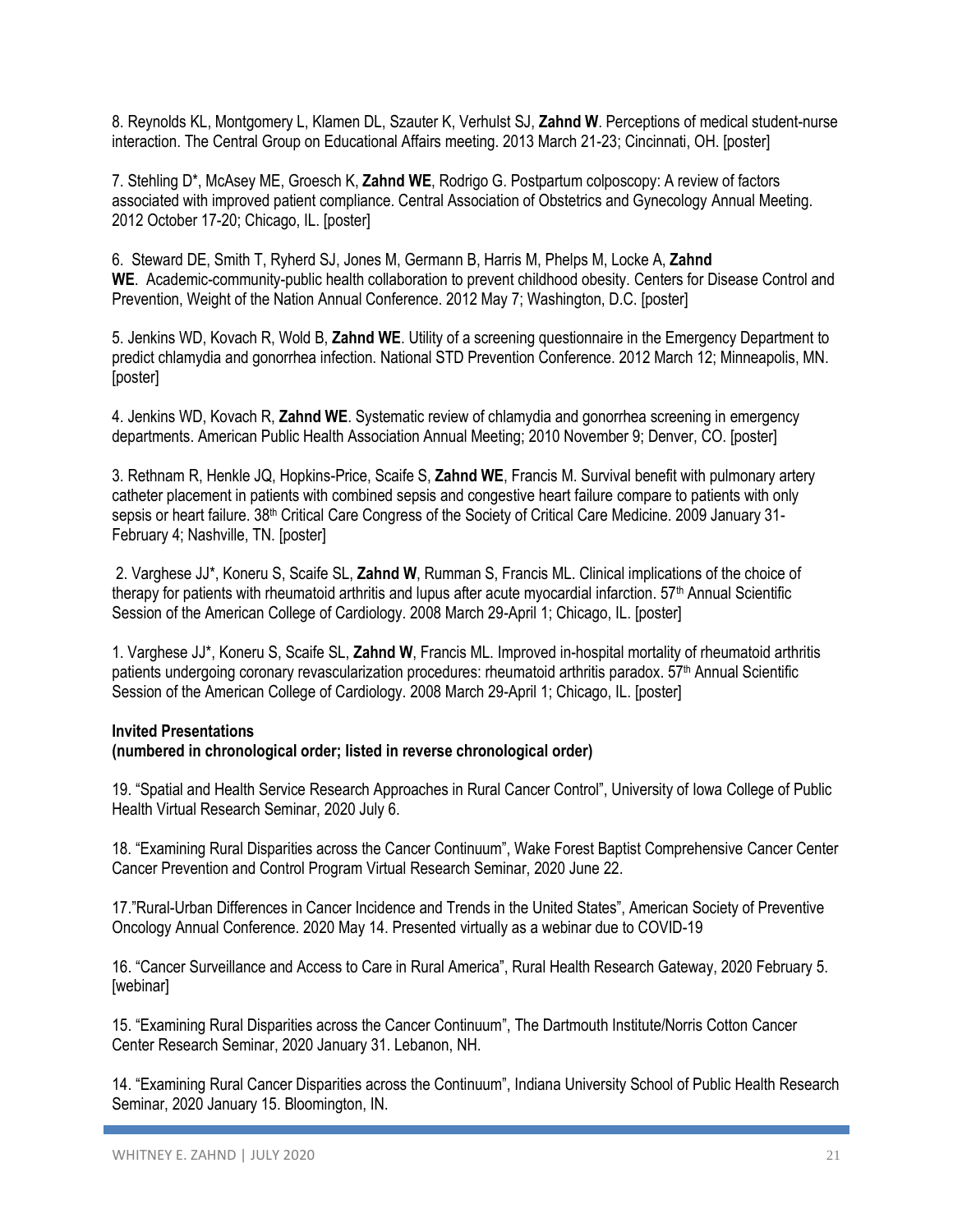8. Reynolds KL, Montgomery L, Klamen DL, Szauter K, Verhulst SJ, **Zahnd W**. Perceptions of medical student-nurse interaction. The Central Group on Educational Affairs meeting. 2013 March 21-23; Cincinnati, OH. [poster]

7. Stehling D*, McAsey ME, Groesch K, **Zahnd WE**, Rodrigo G. Postpartum colposcopy: A review of factors associated with improved patient compliance. Central Association of Obstetrics and Gynecology Annual Meeting. 2012 October 17-20; Chicago, IL. [poster]

6. Steward DE, Smith T, Ryherd SJ, Jones M, Germann B, Harris M, Phelps M, Locke A, **Zahnd WE**. Academic-community-public health collaboration to prevent childhood obesity. Centers for Disease Control and Prevention, Weight of the Nation Annual Conference. 2012 May 7; Washington, D.C. [poster]

5. Jenkins WD, Kovach R, Wold B, **Zahnd WE**. Utility of a screening questionnaire in the Emergency Department to predict chlamydia and gonorrhea infection. National STD Prevention Conference. 2012 March 12; Minneapolis, MN. [poster]

4. Jenkins WD, Kovach R, **Zahnd WE**. Systematic review of chlamydia and gonorrhea screening in emergency departments. American Public Health Association Annual Meeting; 2010 November 9; Denver, CO. [poster]

3. Rethnam R, Henkle JQ, Hopkins-Price, Scaife S, **Zahnd WE**, Francis M. Survival benefit with pulmonary artery catheter placement in patients with combined sepsis and congestive heart failure compare to patients with only sepsis or heart failure. 38th Critical Care Congress of the Society of Critical Care Medicine. 2009 January 31-February 4; Nashville, TN. [poster]

2. Varghese JJ*, Koneru S, Scaife SL, **Zahnd W**, Rumman S, Francis ML. Clinical implications of the choice of therapy for patients with rheumatoid arthritis and lupus after acute myocardial infarction. 57th Annual Scientific Session of the American College of Cardiology. 2008 March 29-April 1; Chicago, IL. [poster]

1. Varghese JJ*, Koneru S, Scaife SL, **Zahnd W**, Francis ML. Improved in-hospital mortality of rheumatoid arthritis patients undergoing coronary revascularization procedures: rheumatoid arthritis paradox. 57th Annual Scientific Session of the American College of Cardiology. 2008 March 29-April 1; Chicago, IL. [poster]

**Invited Presentations**
**(numbered in chronological order; listed in reverse chronological order)**

19. "Spatial and Health Service Research Approaches in Rural Cancer Control", University of Iowa College of Public Health Virtual Research Seminar, 2020 July 6.

18. "Examining Rural Disparities across the Cancer Continuum", Wake Forest Baptist Comprehensive Cancer Center Cancer Prevention and Control Program Virtual Research Seminar, 2020 June 22.

17."Rural-Urban Differences in Cancer Incidence and Trends in the United States", American Society of Preventive Oncology Annual Conference. 2020 May 14. Presented virtually as a webinar due to COVID-19

16. "Cancer Surveillance and Access to Care in Rural America", Rural Health Research Gateway, 2020 February 5. [webinar]

15. "Examining Rural Disparities across the Cancer Continuum", The Dartmouth Institute/Norris Cotton Cancer Center Research Seminar, 2020 January 31. Lebanon, NH.

14. "Examining Rural Cancer Disparities across the Continuum", Indiana University School of Public Health Research Seminar, 2020 January 15. Bloomington, IN.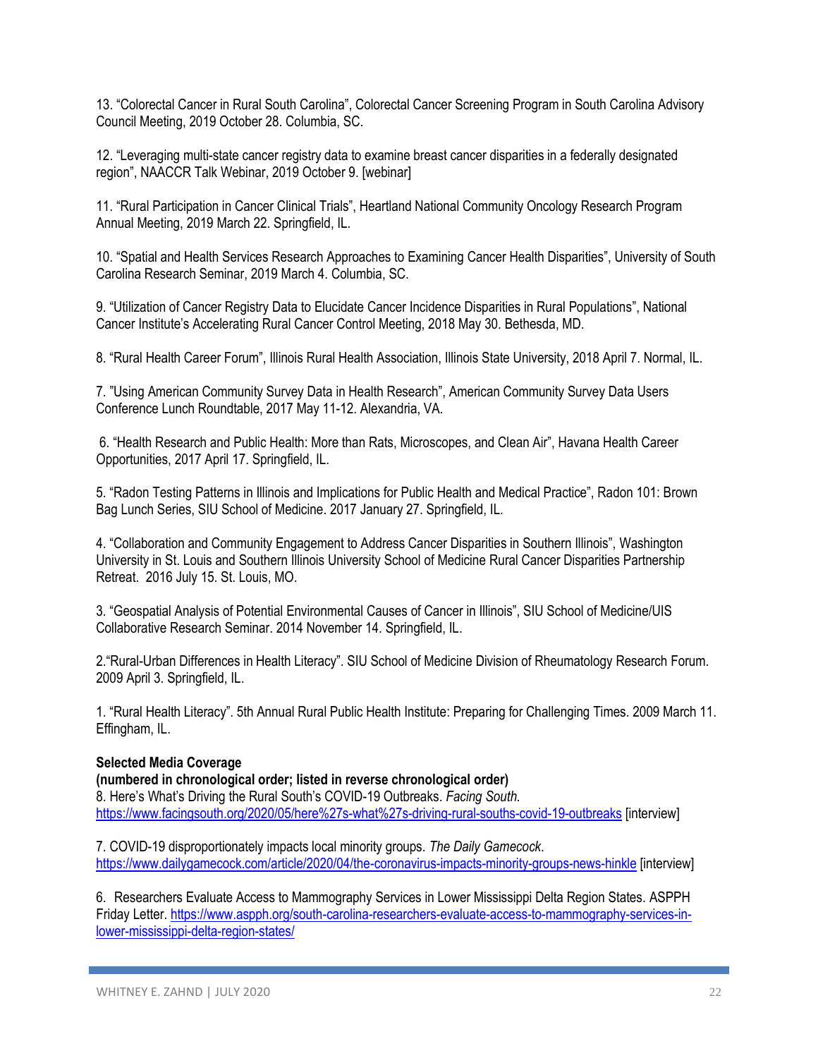13. “Colorectal Cancer in Rural South Carolina”, Colorectal Cancer Screening Program in South Carolina Advisory Council Meeting, 2019 October 28. Columbia, SC.

12. “Leveraging multi-state cancer registry data to examine breast cancer disparities in a federally designated region”, NAACCR Talk Webinar, 2019 October 9. [webinar]

11. “Rural Participation in Cancer Clinical Trials”, Heartland National Community Oncology Research Program Annual Meeting, 2019 March 22. Springfield, IL.

10. “Spatial and Health Services Research Approaches to Examining Cancer Health Disparities”, University of South Carolina Research Seminar, 2019 March 4. Columbia, SC.

9. “Utilization of Cancer Registry Data to Elucidate Cancer Incidence Disparities in Rural Populations”, National Cancer Institute’s Accelerating Rural Cancer Control Meeting, 2018 May 30. Bethesda, MD.

8. “Rural Health Career Forum”, Illinois Rural Health Association, Illinois State University, 2018 April 7. Normal, IL.

7. ”Using American Community Survey Data in Health Research”, American Community Survey Data Users Conference Lunch Roundtable, 2017 May 11-12. Alexandria, VA.

6. “Health Research and Public Health: More than Rats, Microscopes, and Clean Air”, Havana Health Career Opportunities, 2017 April 17. Springfield, IL.

5. “Radon Testing Patterns in Illinois and Implications for Public Health and Medical Practice”, Radon 101: Brown Bag Lunch Series, SIU School of Medicine. 2017 January 27. Springfield, IL.

4. “Collaboration and Community Engagement to Address Cancer Disparities in Southern Illinois”, Washington University in St. Louis and Southern Illinois University School of Medicine Rural Cancer Disparities Partnership Retreat. 2016 July 15. St. Louis, MO.

3. “Geospatial Analysis of Potential Environmental Causes of Cancer in Illinois”, SIU School of Medicine/UIS Collaborative Research Seminar. 2014 November 14. Springfield, IL.

2.“Rural-Urban Differences in Health Literacy”. SIU School of Medicine Division of Rheumatology Research Forum. 2009 April 3. Springfield, IL.

1. “Rural Health Literacy”. 5th Annual Rural Public Health Institute: Preparing for Challenging Times. 2009 March 11. Effingham, IL.

**Selected Media Coverage**
**(numbered in chronological order; listed in reverse chronological order)**

8. Here’s What’s Driving the Rural South’s COVID-19 Outbreaks. *Facing South.* https://www.facingsouth.org/2020/05/here%27s-what%27s-driving-rural-souths-covid-19-outbreaks [interview]

7. COVID-19 disproportionately impacts local minority groups. *The Daily Gamecock*. https://www.dailygamecock.com/article/2020/04/the-coronavirus-impacts-minority-groups-news-hinkle [interview]

6. Researchers Evaluate Access to Mammography Services in Lower Mississippi Delta Region States. ASPPH Friday Letter. https://www.aspph.org/south-carolina-researchers-evaluate-access-to-mammography-services-in-lower-mississippi-delta-region-states/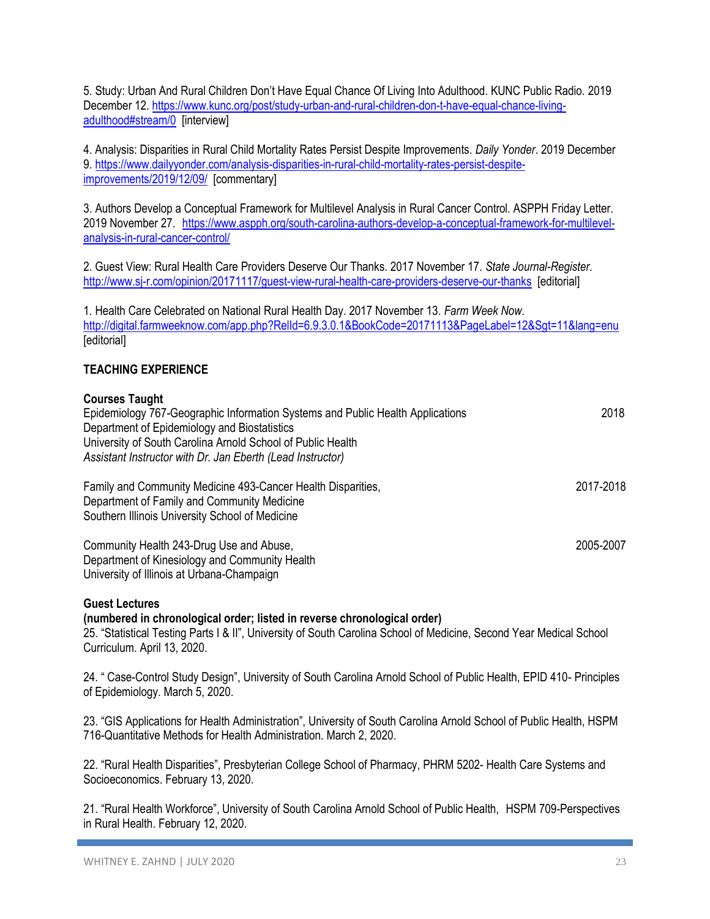5. Study: Urban And Rural Children Don't Have Equal Chance Of Living Into Adulthood. KUNC Public Radio. 2019 December 12. https://www.kunc.org/post/study-urban-and-rural-children-don-t-have-equal-chance-living-adulthood#stream/0 [interview]

4. Analysis: Disparities in Rural Child Mortality Rates Persist Despite Improvements. *Daily Yonder*. 2019 December 9. https://www.dailyyonder.com/analysis-disparities-in-rural-child-mortality-rates-persist-despite-improvements/2019/12/09/ [commentary]

3. Authors Develop a Conceptual Framework for Multilevel Analysis in Rural Cancer Control. ASPPH Friday Letter. 2019 November 27. https://www.aspph.org/south-carolina-authors-develop-a-conceptual-framework-for-multilevel-analysis-in-rural-cancer-control/

2. Guest View: Rural Health Care Providers Deserve Our Thanks. 2017 November 17. *State Journal-Register*. http://www.sj-r.com/opinion/20171117/guest-view-rural-health-care-providers-deserve-our-thanks [editorial]

1. Health Care Celebrated on National Rural Health Day. 2017 November 13. *Farm Week Now*. http://digital.farmweeknow.com/app.php?RelId=6.9.3.0.1&BookCode=20171113&PageLabel=12&Sgt=11&lang=enu [editorial]

## TEACHING EXPERIENCE

### Courses Taught

Epidemiology 767-Geographic Information Systems and Public Health Applications — 2018
Department of Epidemiology and Biostatistics
University of South Carolina Arnold School of Public Health
*Assistant Instructor with Dr. Jan Eberth (Lead Instructor)*

Family and Community Medicine 493-Cancer Health Disparities, — 2017-2018
Department of Family and Community Medicine
Southern Illinois University School of Medicine

Community Health 243-Drug Use and Abuse, — 2005-2007
Department of Kinesiology and Community Health
University of Illinois at Urbana-Champaign

### Guest Lectures
**(numbered in chronological order; listed in reverse chronological order)**

25. "Statistical Testing Parts I & II", University of South Carolina School of Medicine, Second Year Medical School Curriculum. April 13, 2020.

24. " Case-Control Study Design", University of South Carolina Arnold School of Public Health, EPID 410- Principles of Epidemiology. March 5, 2020.

23. "GIS Applications for Health Administration", University of South Carolina Arnold School of Public Health, HSPM 716-Quantitative Methods for Health Administration. March 2, 2020.

22. "Rural Health Disparities", Presbyterian College School of Pharmacy, PHRM 5202- Health Care Systems and Socioeconomics. February 13, 2020.

21. "Rural Health Workforce", University of South Carolina Arnold School of Public Health, HSPM 709-Perspectives in Rural Health. February 12, 2020.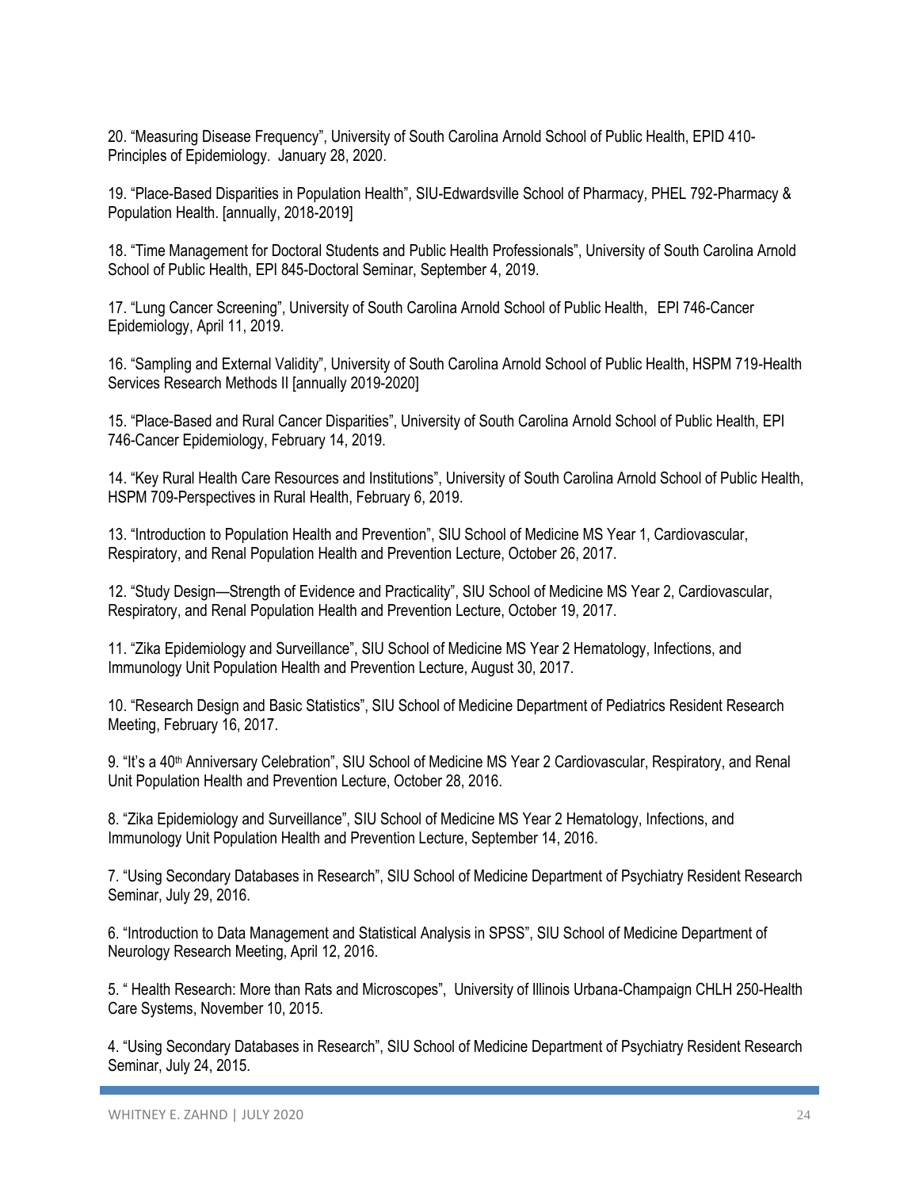20. “Measuring Disease Frequency”, University of South Carolina Arnold School of Public Health, EPID 410-Principles of Epidemiology. January 28, 2020.

19. “Place-Based Disparities in Population Health”, SIU-Edwardsville School of Pharmacy, PHEL 792-Pharmacy & Population Health. [annually, 2018-2019]

18. “Time Management for Doctoral Students and Public Health Professionals”, University of South Carolina Arnold School of Public Health, EPI 845-Doctoral Seminar, September 4, 2019.

17. “Lung Cancer Screening”, University of South Carolina Arnold School of Public Health, EPI 746-Cancer Epidemiology, April 11, 2019.

16. “Sampling and External Validity”, University of South Carolina Arnold School of Public Health, HSPM 719-Health Services Research Methods II [annually 2019-2020]

15. “Place-Based and Rural Cancer Disparities”, University of South Carolina Arnold School of Public Health, EPI 746-Cancer Epidemiology, February 14, 2019.

14. “Key Rural Health Care Resources and Institutions”, University of South Carolina Arnold School of Public Health, HSPM 709-Perspectives in Rural Health, February 6, 2019.

13. “Introduction to Population Health and Prevention”, SIU School of Medicine MS Year 1, Cardiovascular, Respiratory, and Renal Population Health and Prevention Lecture, October 26, 2017.

12. “Study Design—Strength of Evidence and Practicality”, SIU School of Medicine MS Year 2, Cardiovascular, Respiratory, and Renal Population Health and Prevention Lecture, October 19, 2017.

11. “Zika Epidemiology and Surveillance”, SIU School of Medicine MS Year 2 Hematology, Infections, and Immunology Unit Population Health and Prevention Lecture, August 30, 2017.

10. “Research Design and Basic Statistics”, SIU School of Medicine Department of Pediatrics Resident Research Meeting, February 16, 2017.

9. “It’s a 40th Anniversary Celebration”, SIU School of Medicine MS Year 2 Cardiovascular, Respiratory, and Renal Unit Population Health and Prevention Lecture, October 28, 2016.

8. “Zika Epidemiology and Surveillance”, SIU School of Medicine MS Year 2 Hematology, Infections, and Immunology Unit Population Health and Prevention Lecture, September 14, 2016.

7. “Using Secondary Databases in Research”, SIU School of Medicine Department of Psychiatry Resident Research Seminar, July 29, 2016.

6. “Introduction to Data Management and Statistical Analysis in SPSS”, SIU School of Medicine Department of Neurology Research Meeting, April 12, 2016.

5. “ Health Research: More than Rats and Microscopes”, University of Illinois Urbana-Champaign CHLH 250-Health Care Systems, November 10, 2015.

4. “Using Secondary Databases in Research”, SIU School of Medicine Department of Psychiatry Resident Research Seminar, July 24, 2015.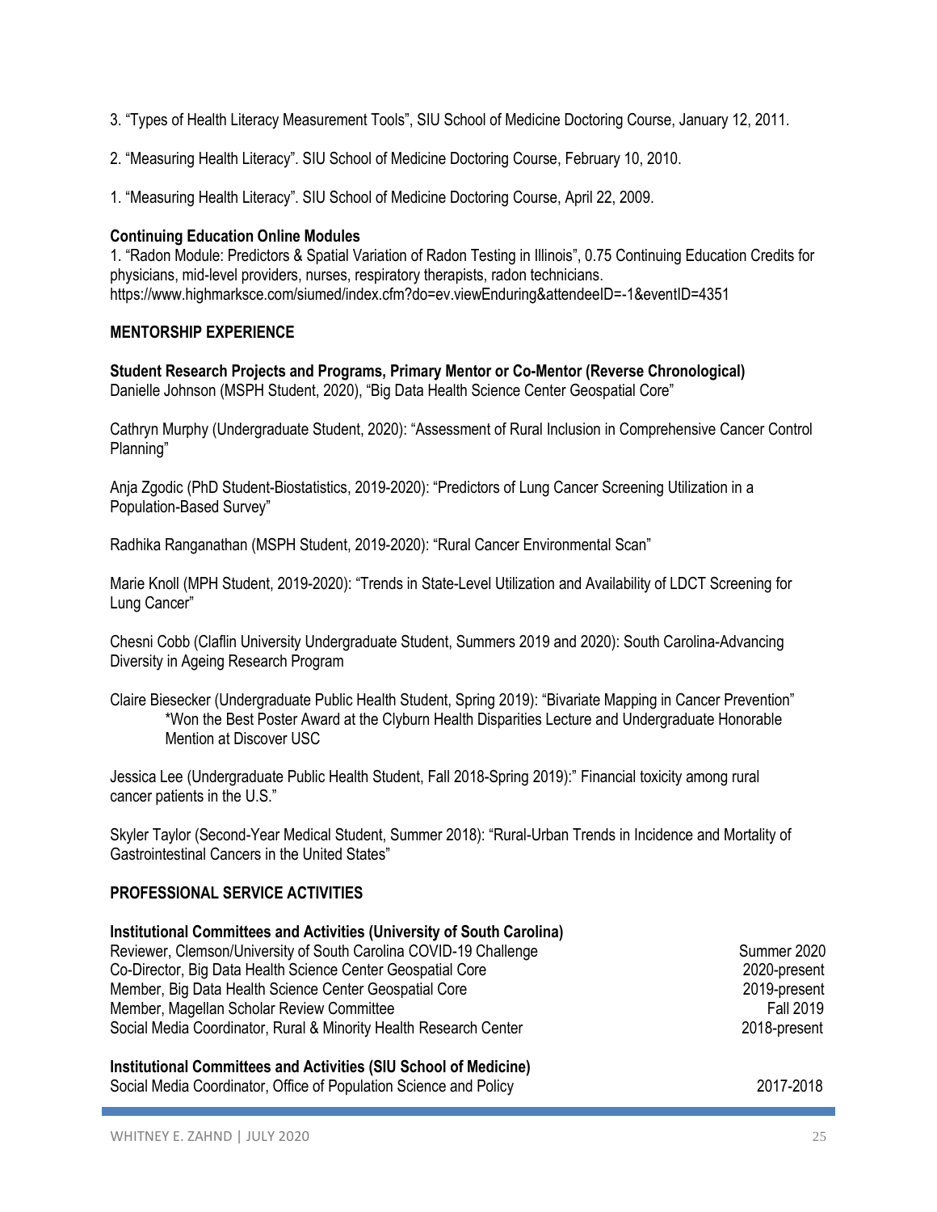3. “Types of Health Literacy Measurement Tools”, SIU School of Medicine Doctoring Course, January 12, 2011.

2. “Measuring Health Literacy”. SIU School of Medicine Doctoring Course, February 10, 2010.

1. “Measuring Health Literacy”. SIU School of Medicine Doctoring Course, April 22, 2009.

**Continuing Education Online Modules**

1. “Radon Module: Predictors & Spatial Variation of Radon Testing in Illinois”, 0.75 Continuing Education Credits for physicians, mid-level providers, nurses, respiratory therapists, radon technicians.
https://www.highmarksce.com/siumed/index.cfm?do=ev.viewEnduring&attendeeID=-1&eventID=4351

## MENTORSHIP EXPERIENCE

**Student Research Projects and Programs, Primary Mentor or Co-Mentor (Reverse Chronological)**

Danielle Johnson (MSPH Student, 2020), “Big Data Health Science Center Geospatial Core”

Cathryn Murphy (Undergraduate Student, 2020): “Assessment of Rural Inclusion in Comprehensive Cancer Control Planning”

Anja Zgodic (PhD Student-Biostatistics, 2019-2020): “Predictors of Lung Cancer Screening Utilization in a Population-Based Survey”

Radhika Ranganathan (MSPH Student, 2019-2020): “Rural Cancer Environmental Scan”

Marie Knoll (MPH Student, 2019-2020): “Trends in State-Level Utilization and Availability of LDCT Screening for Lung Cancer”

Chesni Cobb (Claflin University Undergraduate Student, Summers 2019 and 2020): South Carolina-Advancing Diversity in Ageing Research Program

Claire Biesecker (Undergraduate Public Health Student, Spring 2019): “Bivariate Mapping in Cancer Prevention”
*Won the Best Poster Award at the Clyburn Health Disparities Lecture and Undergraduate Honorable Mention at Discover USC

Jessica Lee (Undergraduate Public Health Student, Fall 2018-Spring 2019):” Financial toxicity among rural cancer patients in the U.S.”

Skyler Taylor (Second-Year Medical Student, Summer 2018): “Rural-Urban Trends in Incidence and Mortality of Gastrointestinal Cancers in the United States”

## PROFESSIONAL SERVICE ACTIVITIES

**Institutional Committees and Activities (University of South Carolina)**

| | |
|---|---|
| Reviewer, Clemson/University of South Carolina COVID-19 Challenge | Summer 2020 |
| Co-Director, Big Data Health Science Center Geospatial Core | 2020-present |
| Member, Big Data Health Science Center Geospatial Core | 2019-present |
| Member, Magellan Scholar Review Committee | Fall 2019 |
| Social Media Coordinator, Rural & Minority Health Research Center | 2018-present |

**Institutional Committees and Activities (SIU School of Medicine)**

| | |
|---|---|
| Social Media Coordinator, Office of Population Science and Policy | 2017-2018 |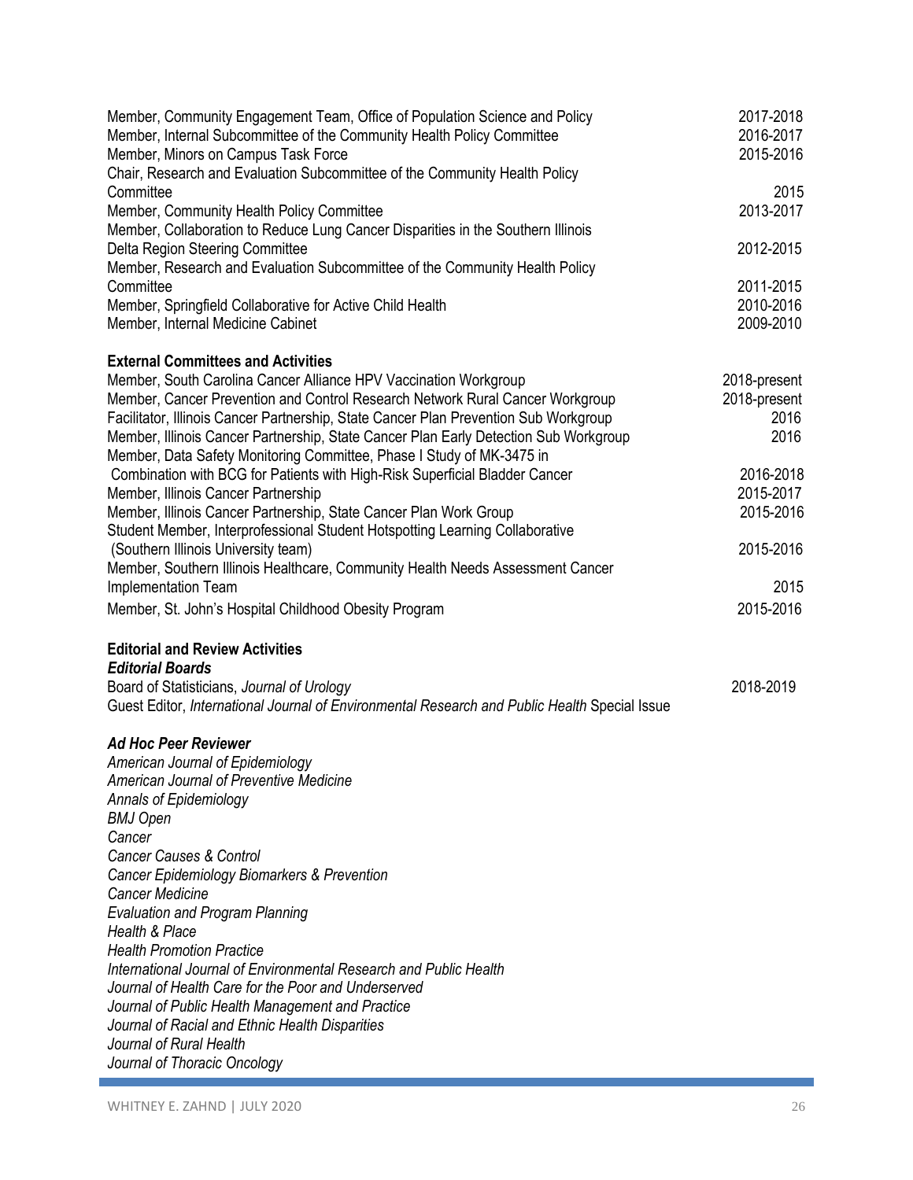Member, Community Engagement Team, Office of Population Science and Policy 2017-2018
Member, Internal Subcommittee of the Community Health Policy Committee 2016-2017
Member, Minors on Campus Task Force 2015-2016
Chair, Research and Evaluation Subcommittee of the Community Health Policy Committee 2015
Member, Community Health Policy Committee 2013-2017
Member, Collaboration to Reduce Lung Cancer Disparities in the Southern Illinois Delta Region Steering Committee 2012-2015
Member, Research and Evaluation Subcommittee of the Community Health Policy Committee 2011-2015
Member, Springfield Collaborative for Active Child Health 2010-2016
Member, Internal Medicine Cabinet 2009-2010

**External Committees and Activities**

Member, South Carolina Cancer Alliance HPV Vaccination Workgroup 2018-present
Member, Cancer Prevention and Control Research Network Rural Cancer Workgroup 2018-present
Facilitator, Illinois Cancer Partnership, State Cancer Plan Prevention Sub Workgroup 2016
Member, Illinois Cancer Partnership, State Cancer Plan Early Detection Sub Workgroup 2016
Member, Data Safety Monitoring Committee, Phase I Study of MK-3475 in Combination with BCG for Patients with High-Risk Superficial Bladder Cancer 2016-2018
Member, Illinois Cancer Partnership 2015-2017
Member, Illinois Cancer Partnership, State Cancer Plan Work Group 2015-2016
Student Member, Interprofessional Student Hotspotting Learning Collaborative (Southern Illinois University team) 2015-2016
Member, Southern Illinois Healthcare, Community Health Needs Assessment Cancer Implementation Team 2015
Member, St. John's Hospital Childhood Obesity Program 2015-2016

**Editorial and Review Activities**

***Editorial Boards***

Board of Statisticians, *Journal of Urology* 2018-2019
Guest Editor, *International Journal of Environmental Research and Public Health* Special Issue

***Ad Hoc Peer Reviewer***

*American Journal of Epidemiology*
*American Journal of Preventive Medicine*
*Annals of Epidemiology*
*BMJ Open*
*Cancer*
*Cancer Causes & Control*
*Cancer Epidemiology Biomarkers & Prevention*
*Cancer Medicine*
*Evaluation and Program Planning*
*Health & Place*
*Health Promotion Practice*
*International Journal of Environmental Research and Public Health*
*Journal of Health Care for the Poor and Underserved*
*Journal of Public Health Management and Practice*
*Journal of Racial and Ethnic Health Disparities*
*Journal of Rural Health*
*Journal of Thoracic Oncology*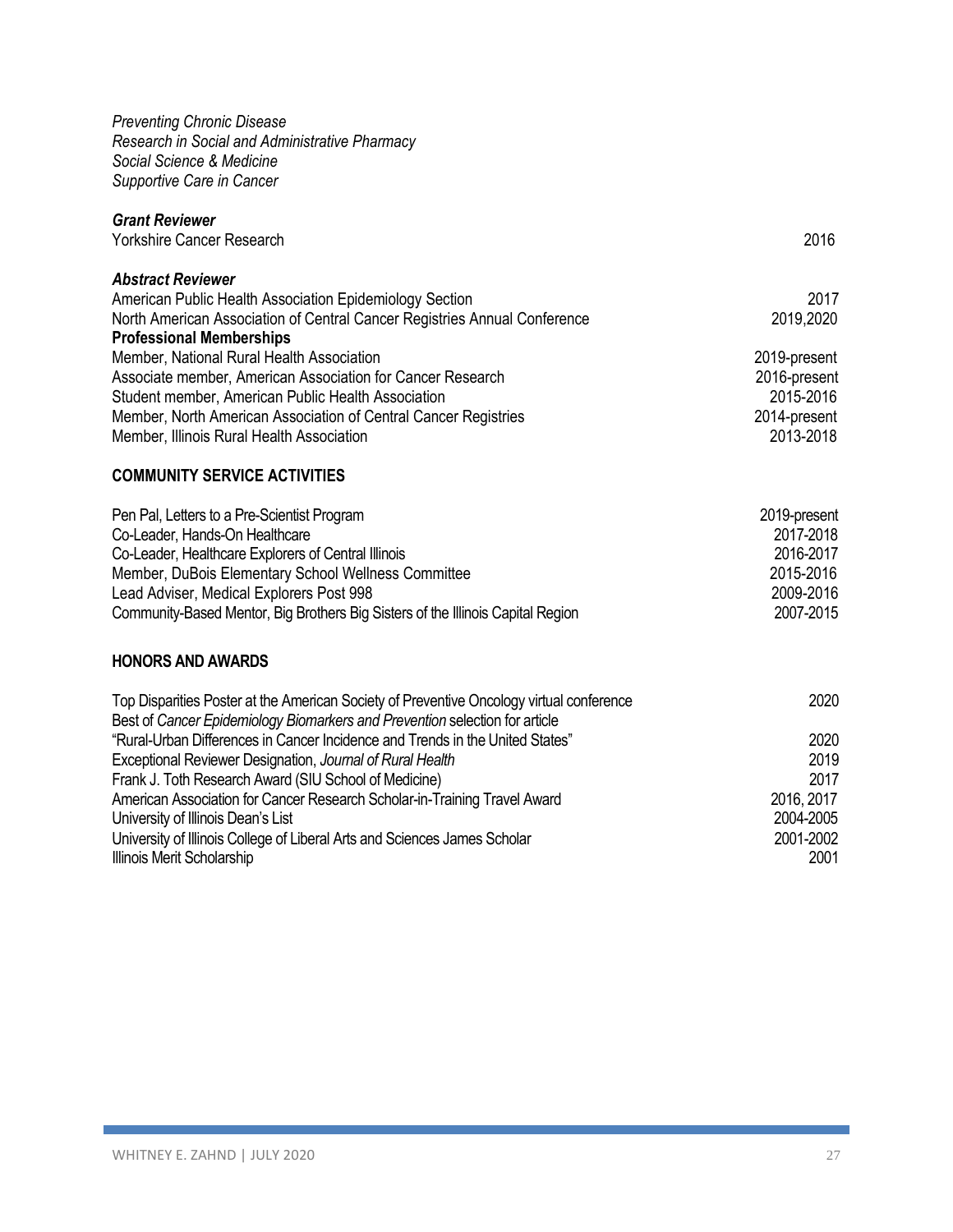*Preventing Chronic Disease*
*Research in Social and Administrative Pharmacy*
*Social Science & Medicine*
*Supportive Care in Cancer*

***Grant Reviewer***

| | |
|---|---|
| Yorkshire Cancer Research | 2016 |

***Abstract Reviewer***

| | |
|---|---|
| American Public Health Association Epidemiology Section | 2017 |
| North American Association of Central Cancer Registries Annual Conference | 2019,2020 |

**Professional Memberships**

| | |
|---|---|
| Member, National Rural Health Association | 2019-present |
| Associate member, American Association for Cancer Research | 2016-present |
| Student member, American Public Health Association | 2015-2016 |
| Member, North American Association of Central Cancer Registries | 2014-present |
| Member, Illinois Rural Health Association | 2013-2018 |

## COMMUNITY SERVICE ACTIVITIES

| | |
|---|---|
| Pen Pal, Letters to a Pre-Scientist Program | 2019-present |
| Co-Leader, Hands-On Healthcare | 2017-2018 |
| Co-Leader, Healthcare Explorers of Central Illinois | 2016-2017 |
| Member, DuBois Elementary School Wellness Committee | 2015-2016 |
| Lead Adviser, Medical Explorers Post 998 | 2009-2016 |
| Community-Based Mentor, Big Brothers Big Sisters of the Illinois Capital Region | 2007-2015 |

## HONORS AND AWARDS

| | |
|---|---|
| Top Disparities Poster at the American Society of Preventive Oncology virtual conference | 2020 |
| Best of *Cancer Epidemiology Biomarkers and Prevention* selection for article "Rural-Urban Differences in Cancer Incidence and Trends in the United States" | 2020 |
| Exceptional Reviewer Designation, *Journal of Rural Health* | 2019 |
| Frank J. Toth Research Award (SIU School of Medicine) | 2017 |
| American Association for Cancer Research Scholar-in-Training Travel Award | 2016, 2017 |
| University of Illinois Dean's List | 2004-2005 |
| University of Illinois College of Liberal Arts and Sciences James Scholar | 2001-2002 |
| Illinois Merit Scholarship | 2001 |